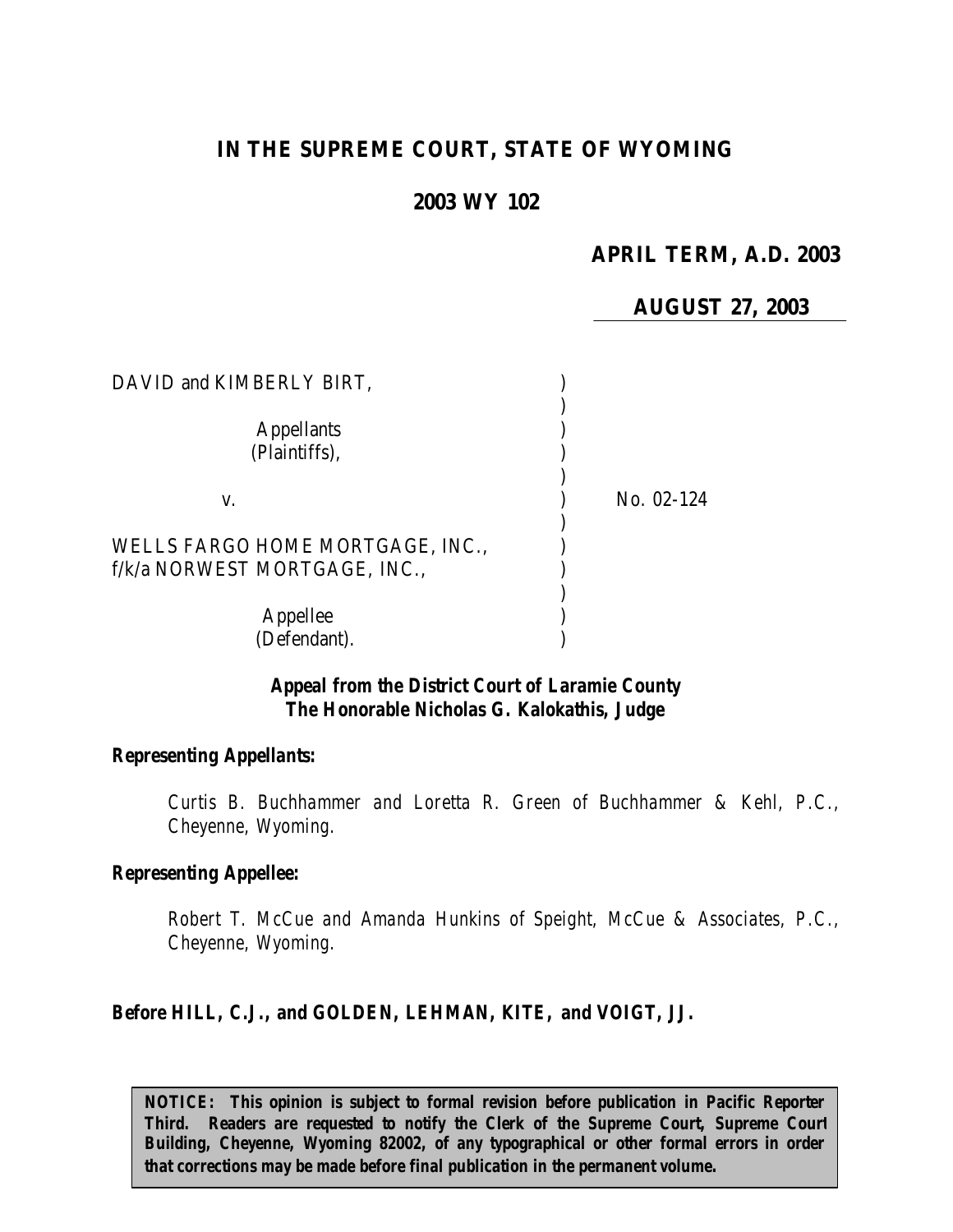# IN THE SUPREME COURT, STATE OF WYOMING

## 2003 WY 102

**APRIL TERM, A.D. 2003**

**AUGUST 27, 2003**

| | | |
|---|---|---|
| DAVID and KIMBERLY BIRT, | ) | |
| | ) | |
| Appellants | ) | |
| (Plaintiffs), | ) | |
| | ) | |
| v. | ) | No. 02-124 |
| | ) | |
| WELLS FARGO HOME MORTGAGE, INC., | ) | |
| f/k/a NORWEST MORTGAGE, INC., | ) | |
| | ) | |
| Appellee | ) | |
| (Defendant). | ) | |

**Appeal from the District Court of Laramie County**
**The Honorable Nicholas G. Kalokathis, Judge**

***Representing Appellants:***

*Curtis B. Buchhammer and Loretta R. Green of Buchhammer & Kehl, P.C., Cheyenne, Wyoming.*

***Representing Appellee:***

*Robert T. McCue and Amanda Hunkins of Speight, McCue & Associates, P.C., Cheyenne, Wyoming.*

**Before HILL, C.J., and GOLDEN, LEHMAN, KITE, and VOIGT, JJ.**

**NOTICE: This opinion is subject to formal revision before publication in Pacific Reporter Third. Readers are requested to notify the Clerk of the Supreme Court, Supreme Court Building, Cheyenne, Wyoming 82002, of any typographical or other formal errors in order that corrections may be made before final publication in the permanent volume.**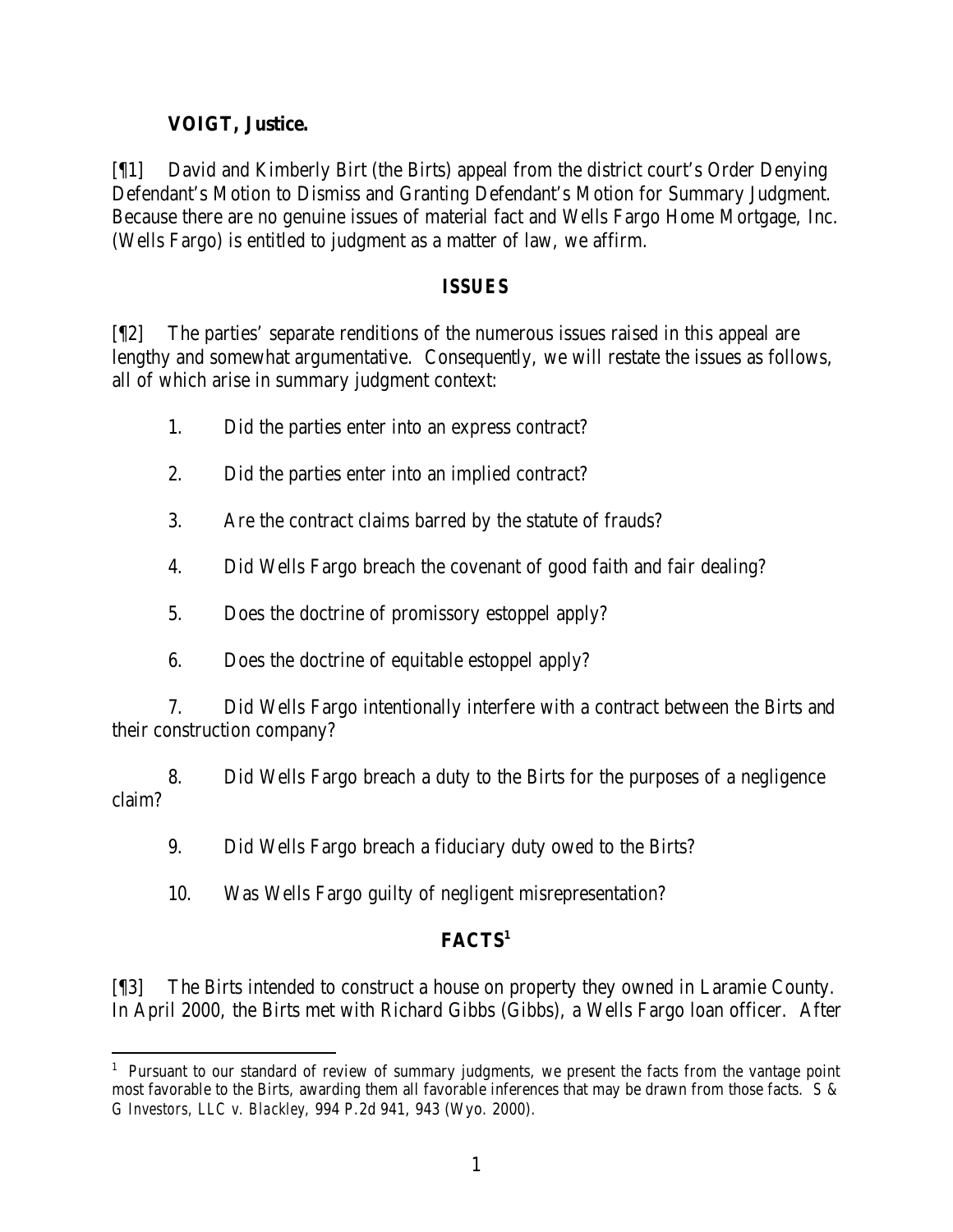**VOIGT, Justice.**

[¶1] David and Kimberly Birt (the Birts) appeal from the district court's Order Denying Defendant's Motion to Dismiss and Granting Defendant's Motion for Summary Judgment. Because there are no genuine issues of material fact and Wells Fargo Home Mortgage, Inc. (Wells Fargo) is entitled to judgment as a matter of law, we affirm.

## ISSUES

[¶2] The parties' separate renditions of the numerous issues raised in this appeal are lengthy and somewhat argumentative. Consequently, we will restate the issues as follows, all of which arise in summary judgment context:

1. Did the parties enter into an express contract?

2. Did the parties enter into an implied contract?

3. Are the contract claims barred by the statute of frauds?

4. Did Wells Fargo breach the covenant of good faith and fair dealing?

5. Does the doctrine of promissory estoppel apply?

6. Does the doctrine of equitable estoppel apply?

7. Did Wells Fargo intentionally interfere with a contract between the Birts and their construction company?

8. Did Wells Fargo breach a duty to the Birts for the purposes of a negligence claim?

9. Did Wells Fargo breach a fiduciary duty owed to the Birts?

10. Was Wells Fargo guilty of negligent misrepresentation?

## FACTS[1]

[¶3] The Birts intended to construct a house on property they owned in Laramie County. In April 2000, the Birts met with Richard Gibbs (Gibbs), a Wells Fargo loan officer. After

[1] Pursuant to our standard of review of summary judgments, we present the facts from the vantage point most favorable to the Birts, awarding them all favorable inferences that may be drawn from those facts. *S & G Investors, LLC v. Blackley*, 994 P.2d 941, 943 (Wyo. 2000).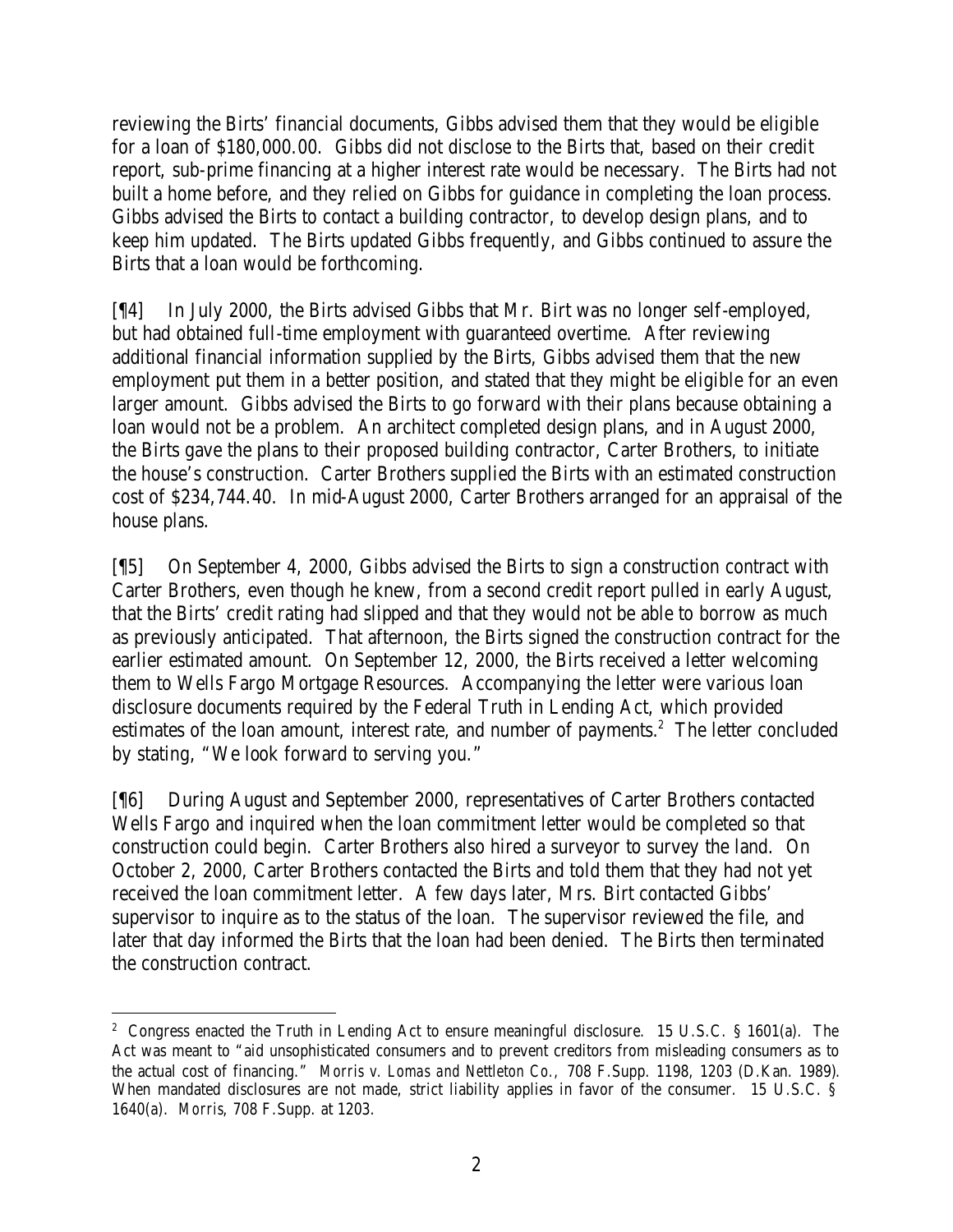reviewing the Birts' financial documents, Gibbs advised them that they would be eligible for a loan of $180,000.00. Gibbs did not disclose to the Birts that, based on their credit report, sub-prime financing at a higher interest rate would be necessary. The Birts had not built a home before, and they relied on Gibbs for guidance in completing the loan process. Gibbs advised the Birts to contact a building contractor, to develop design plans, and to keep him updated. The Birts updated Gibbs frequently, and Gibbs continued to assure the Birts that a loan would be forthcoming.

[¶4] In July 2000, the Birts advised Gibbs that Mr. Birt was no longer self-employed, but had obtained full-time employment with guaranteed overtime. After reviewing additional financial information supplied by the Birts, Gibbs advised them that the new employment put them in a better position, and stated that they might be eligible for an even larger amount. Gibbs advised the Birts to go forward with their plans because obtaining a loan would not be a problem. An architect completed design plans, and in August 2000, the Birts gave the plans to their proposed building contractor, Carter Brothers, to initiate the house's construction. Carter Brothers supplied the Birts with an estimated construction cost of $234,744.40. In mid-August 2000, Carter Brothers arranged for an appraisal of the house plans.

[¶5] On September 4, 2000, Gibbs advised the Birts to sign a construction contract with Carter Brothers, even though he knew, from a second credit report pulled in early August, that the Birts' credit rating had slipped and that they would not be able to borrow as much as previously anticipated. That afternoon, the Birts signed the construction contract for the earlier estimated amount. On September 12, 2000, the Birts received a letter welcoming them to Wells Fargo Mortgage Resources. Accompanying the letter were various loan disclosure documents required by the Federal Truth in Lending Act, which provided estimates of the loan amount, interest rate, and number of payments.[2] The letter concluded by stating, "We look forward to serving you."

[¶6] During August and September 2000, representatives of Carter Brothers contacted Wells Fargo and inquired when the loan commitment letter would be completed so that construction could begin. Carter Brothers also hired a surveyor to survey the land. On October 2, 2000, Carter Brothers contacted the Birts and told them that they had not yet received the loan commitment letter. A few days later, Mrs. Birt contacted Gibbs' supervisor to inquire as to the status of the loan. The supervisor reviewed the file, and later that day informed the Birts that the loan had been denied. The Birts then terminated the construction contract.

---

[2] Congress enacted the Truth in Lending Act to ensure meaningful disclosure. 15 U.S.C. § 1601(a). The Act was meant to "aid unsophisticated consumers and to prevent creditors from misleading consumers as to the actual cost of financing." *Morris v. Lomas and Nettleton Co.*, 708 F.Supp. 1198, 1203 (D.Kan. 1989). When mandated disclosures are not made, strict liability applies in favor of the consumer. 15 U.S.C. § 1640(a). *Morris*, 708 F.Supp. at 1203.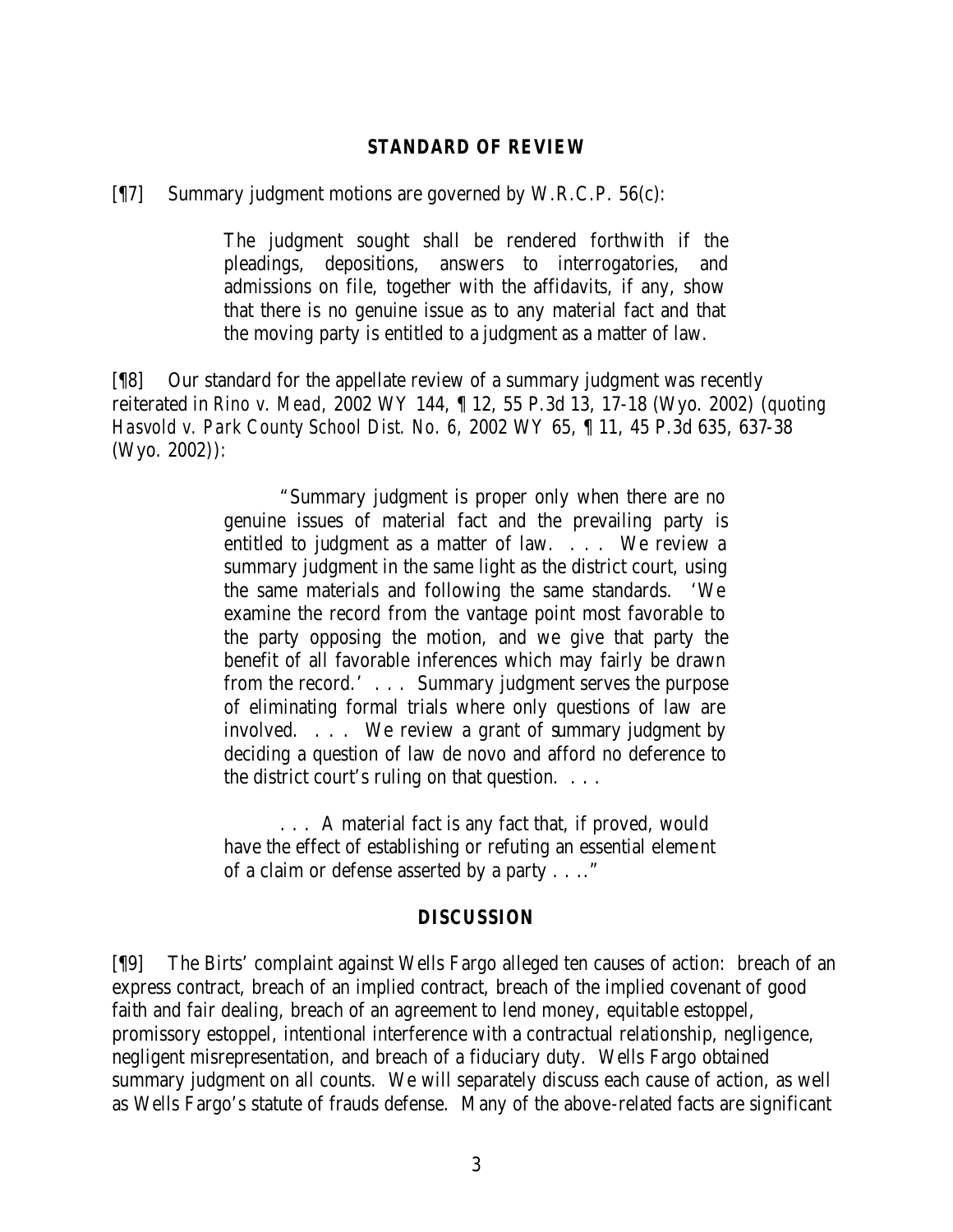## STANDARD OF REVIEW

[¶7] Summary judgment motions are governed by W.R.C.P. 56(c):

> The judgment sought shall be rendered forthwith if the pleadings, depositions, answers to interrogatories, and admissions on file, together with the affidavits, if any, show that there is no genuine issue as to any material fact and that the moving party is entitled to a judgment as a matter of law.

[¶8] Our standard for the appellate review of a summary judgment was recently reiterated in *Rino v. Mead*, 2002 WY 144, ¶ 12, 55 P.3d 13, 17-18 (Wyo. 2002) (*quoting Hasvold v. Park County School Dist. No. 6*, 2002 WY 65, ¶ 11, 45 P.3d 635, 637-38 (Wyo. 2002)):

> "Summary judgment is proper only when there are no genuine issues of material fact and the prevailing party is entitled to judgment as a matter of law. . . . We review a summary judgment in the same light as the district court, using the same materials and following the same standards. 'We examine the record from the vantage point most favorable to the party opposing the motion, and we give that party the benefit of all favorable inferences which may fairly be drawn from the record.' . . . Summary judgment serves the purpose of eliminating formal trials where only questions of law are involved. . . . We review a grant of summary judgment by deciding a question of law de novo and afford no deference to the district court's ruling on that question. . . .
>
> . . . A material fact is any fact that, if proved, would have the effect of establishing or refuting an essential element of a claim or defense asserted by a party . . .."

## DISCUSSION

[¶9] The Birts' complaint against Wells Fargo alleged ten causes of action: breach of an express contract, breach of an implied contract, breach of the implied covenant of good faith and fair dealing, breach of an agreement to lend money, equitable estoppel, promissory estoppel, intentional interference with a contractual relationship, negligence, negligent misrepresentation, and breach of a fiduciary duty. Wells Fargo obtained summary judgment on all counts. We will separately discuss each cause of action, as well as Wells Fargo's statute of frauds defense. Many of the above-related facts are significant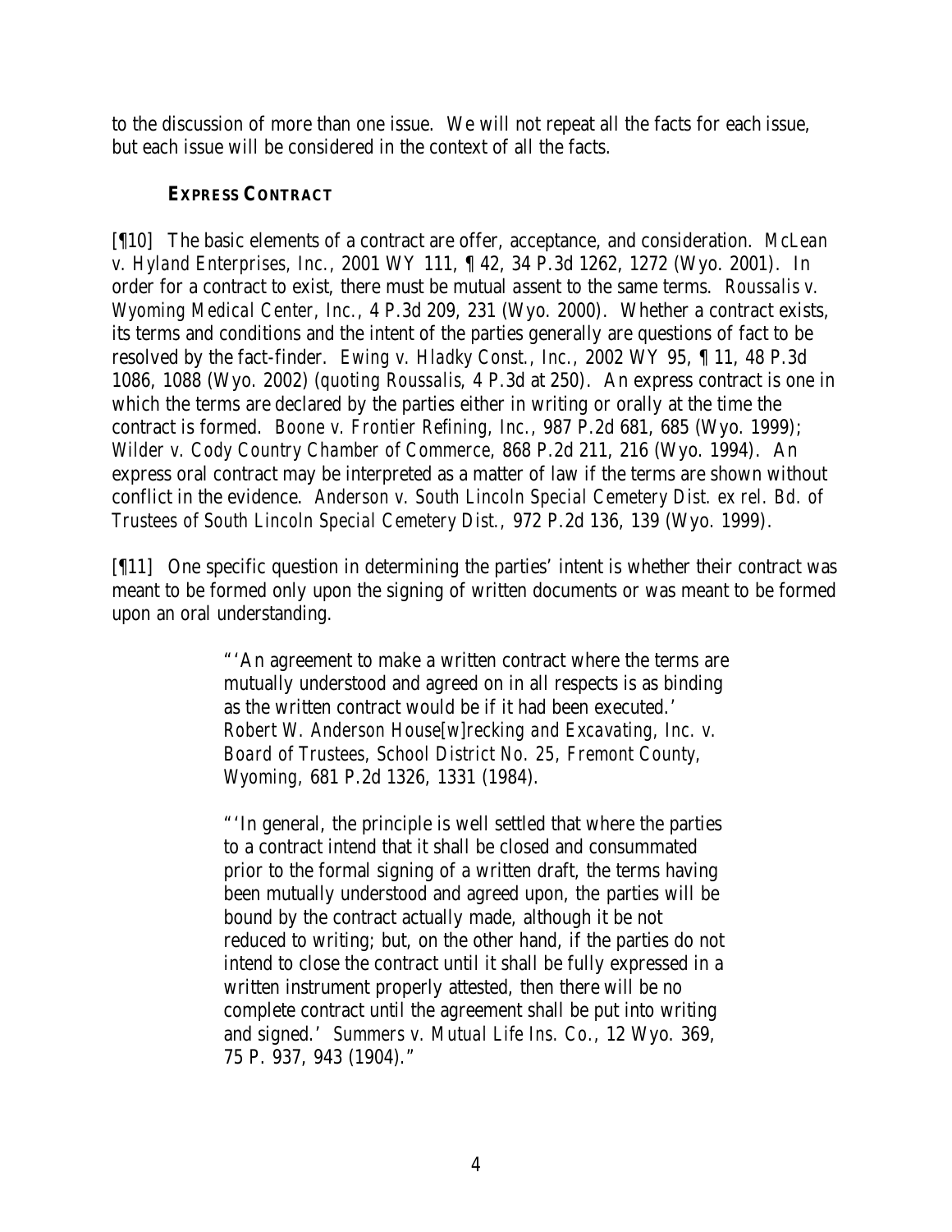to the discussion of more than one issue. We will not repeat all the facts for each issue, but each issue will be considered in the context of all the facts.

### EXPRESS CONTRACT

[¶10] The basic elements of a contract are offer, acceptance, and consideration. *McLean v. Hyland Enterprises, Inc.*, 2001 WY 111, ¶ 42, 34 P.3d 1262, 1272 (Wyo. 2001). In order for a contract to exist, there must be mutual assent to the same terms. *Roussalis v. Wyoming Medical Center, Inc.*, 4 P.3d 209, 231 (Wyo. 2000). Whether a contract exists, its terms and conditions and the intent of the parties generally are questions of fact to be resolved by the fact-finder. *Ewing v. Hladky Const., Inc.*, 2002 WY 95, ¶ 11, 48 P.3d 1086, 1088 (Wyo. 2002) (*quoting Roussalis*, 4 P.3d at 250). An express contract is one in which the terms are declared by the parties either in writing or orally at the time the contract is formed. *Boone v. Frontier Refining, Inc.*, 987 P.2d 681, 685 (Wyo. 1999); *Wilder v. Cody Country Chamber of Commerce*, 868 P.2d 211, 216 (Wyo. 1994). An express oral contract may be interpreted as a matter of law if the terms are shown without conflict in the evidence. *Anderson v. South Lincoln Special Cemetery Dist. ex rel. Bd. of Trustees of South Lincoln Special Cemetery Dist.*, 972 P.2d 136, 139 (Wyo. 1999).

[¶11] One specific question in determining the parties' intent is whether their contract was meant to be formed only upon the signing of written documents or was meant to be formed upon an oral understanding.

> "'An agreement to make a written contract where the terms are mutually understood and agreed on in all respects is as binding as the written contract would be if it had been executed.' *Robert W. Anderson House[w]recking and Excavating, Inc. v. Board of Trustees, School District No. 25, Fremont County, Wyoming*, 681 P.2d 1326, 1331 (1984).
>
> "'In general, the principle is well settled that where the parties to a contract intend that it shall be closed and consummated prior to the formal signing of a written draft, the terms having been mutually understood and agreed upon, the parties will be bound by the contract actually made, although it be not reduced to writing; but, on the other hand, if the parties do not intend to close the contract until it shall be fully expressed in a written instrument properly attested, then there will be no complete contract until the agreement shall be put into writing and signed.' *Summers v. Mutual Life Ins. Co.*, 12 Wyo. 369, 75 P. 937, 943 (1904)."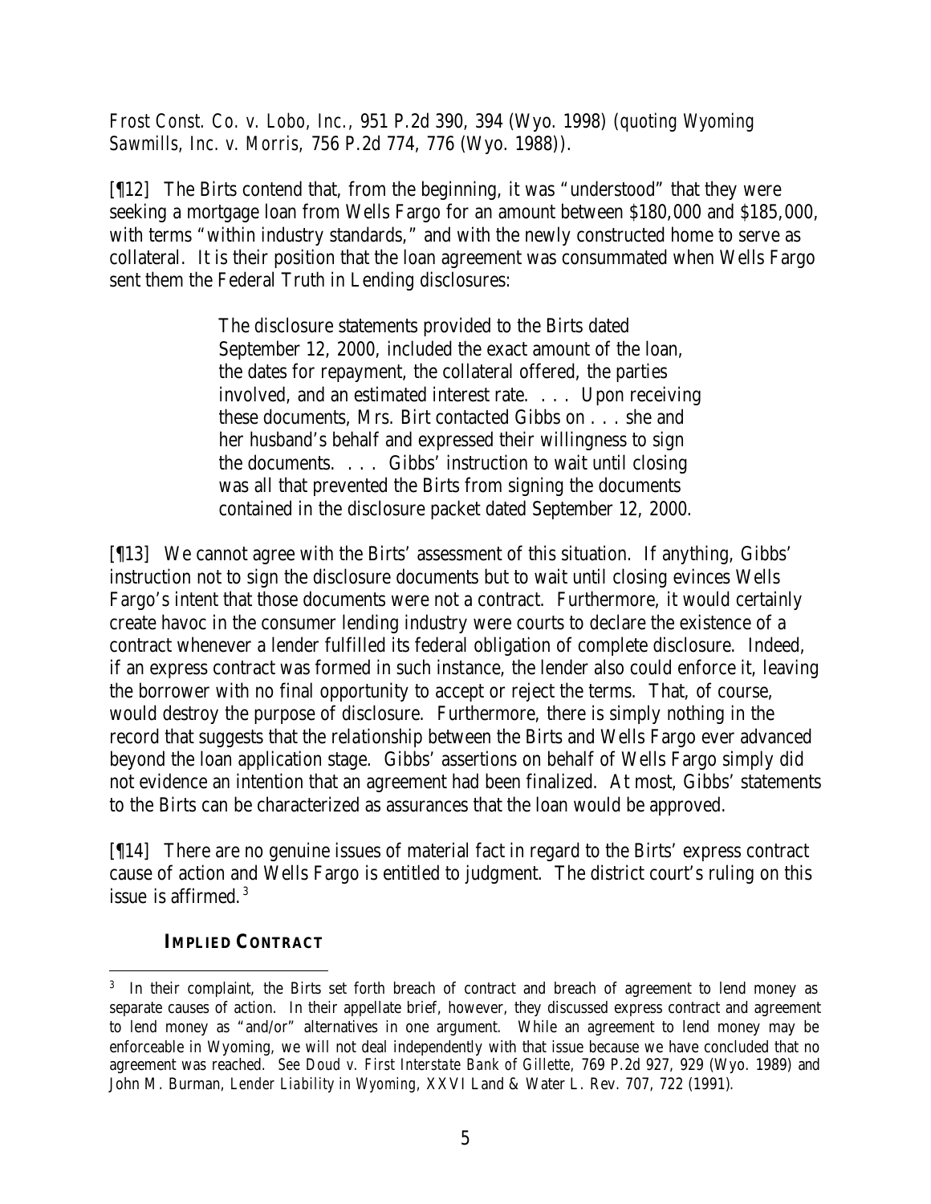*Frost Const. Co. v. Lobo, Inc.*, 951 P.2d 390, 394 (Wyo. 1998) (*quoting Wyoming Sawmills, Inc. v. Morris*, 756 P.2d 774, 776 (Wyo. 1988)).

[¶12] The Birts contend that, from the beginning, it was "understood" that they were seeking a mortgage loan from Wells Fargo for an amount between $180,000 and $185,000, with terms "within industry standards," and with the newly constructed home to serve as collateral. It is their position that the loan agreement was consummated when Wells Fargo sent them the Federal Truth in Lending disclosures:

> The disclosure statements provided to the Birts dated September 12, 2000, included the exact amount of the loan, the dates for repayment, the collateral offered, the parties involved, and an estimated interest rate. . . . Upon receiving these documents, Mrs. Birt contacted Gibbs on . . . she and her husband's behalf and expressed their willingness to sign the documents. . . . Gibbs' instruction to wait until closing was all that prevented the Birts from signing the documents contained in the disclosure packet dated September 12, 2000.

[¶13] We cannot agree with the Birts' assessment of this situation. If anything, Gibbs' instruction not to sign the disclosure documents but to wait until closing evinces Wells Fargo's intent that those documents were not a contract. Furthermore, it would certainly create havoc in the consumer lending industry were courts to declare the existence of a contract whenever a lender fulfilled its federal obligation of complete disclosure. Indeed, if an express contract was formed in such instance, the lender also could enforce it, leaving the borrower with no final opportunity to accept or reject the terms. That, of course, would destroy the purpose of disclosure. Furthermore, there is simply nothing in the record that suggests that the relationship between the Birts and Wells Fargo ever advanced beyond the loan application stage. Gibbs' assertions on behalf of Wells Fargo simply did not evidence an intention that an agreement had been finalized. At most, Gibbs' statements to the Birts can be characterized as assurances that the loan would be approved.

[¶14] There are no genuine issues of material fact in regard to the Birts' express contract cause of action and Wells Fargo is entitled to judgment. The district court's ruling on this issue is affirmed.[3]

### IMPLIED CONTRACT

[3] In their complaint, the Birts set forth breach of contract and breach of agreement to lend money as separate causes of action. In their appellate brief, however, they discussed express contract and agreement to lend money as "and/or" alternatives in one argument. While an agreement to lend money may be enforceable in Wyoming, we will not deal independently with that issue because we have concluded that no agreement was reached. *See Doud v. First Interstate Bank of Gillette*, 769 P.2d 927, 929 (Wyo. 1989) and John M. Burman, *Lender Liability in Wyoming*, XXVI Land & Water L. Rev. 707, 722 (1991).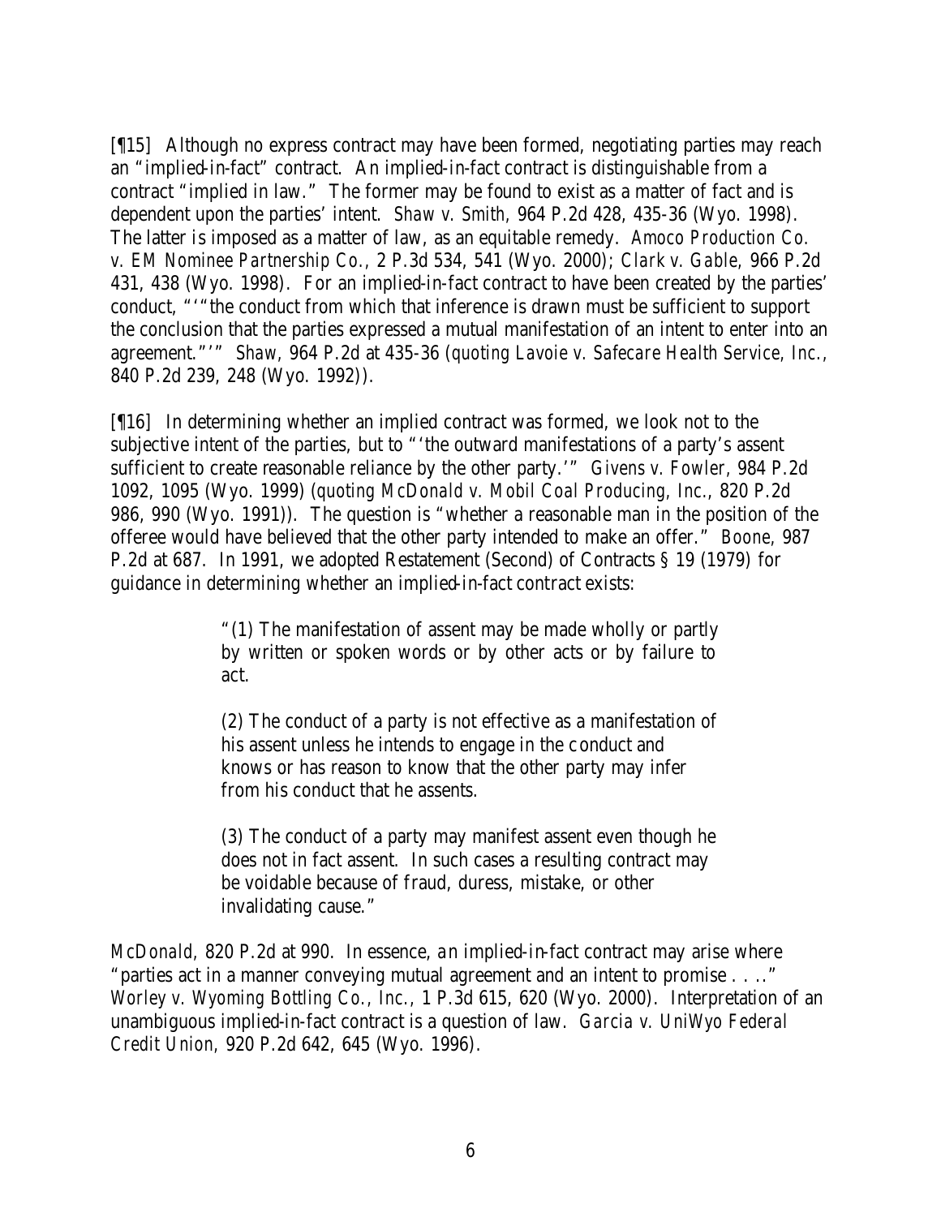[¶15] Although no express contract may have been formed, negotiating parties may reach an "implied-in-fact" contract. An implied-in-fact contract is distinguishable from a contract "implied in law." The former may be found to exist as a matter of fact and is dependent upon the parties' intent. *Shaw v. Smith,* 964 P.2d 428, 435-36 (Wyo. 1998). The latter is imposed as a matter of law, as an equitable remedy. *Amoco Production Co. v. EM Nominee Partnership Co.,* 2 P.3d 534, 541 (Wyo. 2000); *Clark v. Gable,* 966 P.2d 431, 438 (Wyo. 1998). For an implied-in-fact contract to have been created by the parties' conduct, "'"the conduct from which that inference is drawn must be sufficient to support the conclusion that the parties expressed a mutual manifestation of an intent to enter into an agreement."'" *Shaw*, 964 P.2d at 435-36 (*quoting Lavoie v. Safecare Health Service, Inc.*, 840 P.2d 239, 248 (Wyo. 1992)).

[¶16] In determining whether an implied contract was formed, we look not to the subjective intent of the parties, but to "'the outward manifestations of a party's assent sufficient to create reasonable reliance by the other party.'" *Givens v. Fowler*, 984 P.2d 1092, 1095 (Wyo. 1999) (*quoting McDonald v. Mobil Coal Producing, Inc.*, 820 P.2d 986, 990 (Wyo. 1991)). The question is "whether a reasonable man in the position of the offeree would have believed that the other party intended to make an offer." *Boone*, 987 P.2d at 687. In 1991, we adopted Restatement (Second) of Contracts § 19 (1979) for guidance in determining whether an implied-in-fact contract exists:

> "(1) The manifestation of assent may be made wholly or partly by written or spoken words or by other acts or by failure to act.
>
> (2) The conduct of a party is not effective as a manifestation of his assent unless he intends to engage in the conduct and knows or has reason to know that the other party may infer from his conduct that he assents.
>
> (3) The conduct of a party may manifest assent even though he does not in fact assent. In such cases a resulting contract may be voidable because of fraud, duress, mistake, or other invalidating cause."

*McDonald*, 820 P.2d at 990. In essence, an implied-in-fact contract may arise where "parties act in a manner conveying mutual agreement and an intent to promise . . .." *Worley v. Wyoming Bottling Co., Inc.*, 1 P.3d 615, 620 (Wyo. 2000). Interpretation of an unambiguous implied-in-fact contract is a question of law. *Garcia v. UniWyo Federal Credit Union,* 920 P.2d 642, 645 (Wyo. 1996).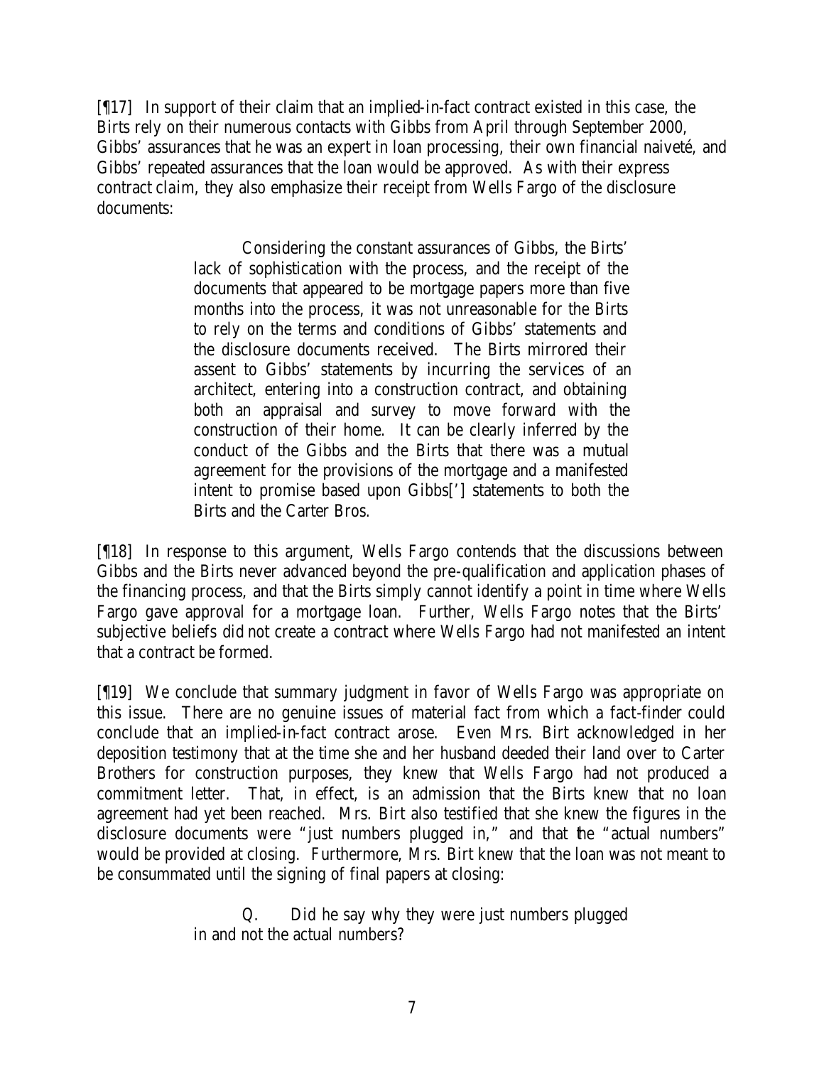[¶17] In support of their claim that an implied-in-fact contract existed in this case, the Birts rely on their numerous contacts with Gibbs from April through September 2000, Gibbs' assurances that he was an expert in loan processing, their own financial naiveté, and Gibbs' repeated assurances that the loan would be approved. As with their express contract claim, they also emphasize their receipt from Wells Fargo of the disclosure documents:

> Considering the constant assurances of Gibbs, the Birts' lack of sophistication with the process, and the receipt of the documents that appeared to be mortgage papers more than five months into the process, it was not unreasonable for the Birts to rely on the terms and conditions of Gibbs' statements and the disclosure documents received. The Birts mirrored their assent to Gibbs' statements by incurring the services of an architect, entering into a construction contract, and obtaining both an appraisal and survey to move forward with the construction of their home. It can be clearly inferred by the conduct of the Gibbs and the Birts that there was a mutual agreement for the provisions of the mortgage and a manifested intent to promise based upon Gibbs['] statements to both the Birts and the Carter Bros.

[¶18] In response to this argument, Wells Fargo contends that the discussions between Gibbs and the Birts never advanced beyond the pre-qualification and application phases of the financing process, and that the Birts simply cannot identify a point in time where Wells Fargo gave approval for a mortgage loan. Further, Wells Fargo notes that the Birts' subjective beliefs did not create a contract where Wells Fargo had not manifested an intent that a contract be formed.

[¶19] We conclude that summary judgment in favor of Wells Fargo was appropriate on this issue. There are no genuine issues of material fact from which a fact-finder could conclude that an implied-in-fact contract arose. Even Mrs. Birt acknowledged in her deposition testimony that at the time she and her husband deeded their land over to Carter Brothers for construction purposes, they knew that Wells Fargo had not produced a commitment letter. That, in effect, is an admission that the Birts knew that no loan agreement had yet been reached. Mrs. Birt also testified that she knew the figures in the disclosure documents were "just numbers plugged in," and that the "actual numbers" would be provided at closing. Furthermore, Mrs. Birt knew that the loan was not meant to be consummated until the signing of final papers at closing:

> Q. Did he say why they were just numbers plugged in and not the actual numbers?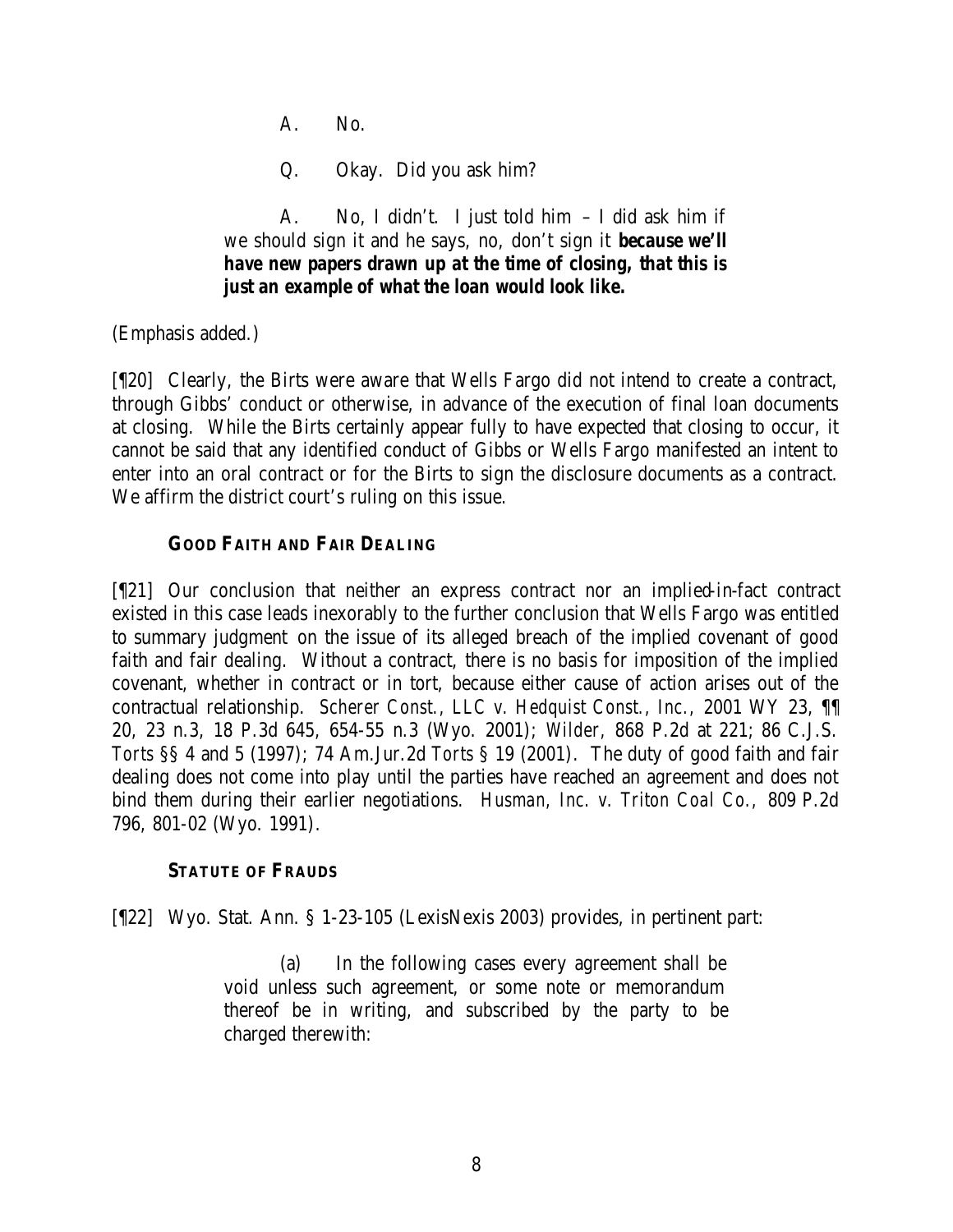A. No.

Q. Okay. Did you ask him?

A. No, I didn't. I just told him – I did ask him if we should sign it and he says, no, don't sign it **because we'll have new papers drawn up at the time of closing, that this is just an example of what the loan would look like.**

(Emphasis added.)

[¶20] Clearly, the Birts were aware that Wells Fargo did not intend to create a contract, through Gibbs' conduct or otherwise, in advance of the execution of final loan documents at closing. While the Birts certainly appear fully to have expected that closing to occur, it cannot be said that any identified conduct of Gibbs or Wells Fargo manifested an intent to enter into an oral contract or for the Birts to sign the disclosure documents as a contract. We affirm the district court's ruling on this issue.

### GOOD FAITH AND FAIR DEALING

[¶21] Our conclusion that neither an express contract nor an implied-in-fact contract existed in this case leads inexorably to the further conclusion that Wells Fargo was entitled to summary judgment on the issue of its alleged breach of the implied covenant of good faith and fair dealing. Without a contract, there is no basis for imposition of the implied covenant, whether in contract or in tort, because either cause of action arises out of the contractual relationship. *Scherer Const., LLC v. Hedquist Const., Inc.*, 2001 WY 23, ¶¶ 20, 23 n.3, 18 P.3d 645, 654-55 n.3 (Wyo. 2001); *Wilder*, 868 P.2d at 221; 86 C.J.S. *Torts* §§ 4 and 5 (1997); 74 Am.Jur.2d *Torts* § 19 (2001). The duty of good faith and fair dealing does not come into play until the parties have reached an agreement and does not bind them during their earlier negotiations. *Husman, Inc. v. Triton Coal Co.*, 809 P.2d 796, 801-02 (Wyo. 1991).

### STATUTE OF FRAUDS

[¶22] Wyo. Stat. Ann. § 1-23-105 (LexisNexis 2003) provides, in pertinent part:

> (a) In the following cases every agreement shall be void unless such agreement, or some note or memorandum thereof be in writing, and subscribed by the party to be charged therewith: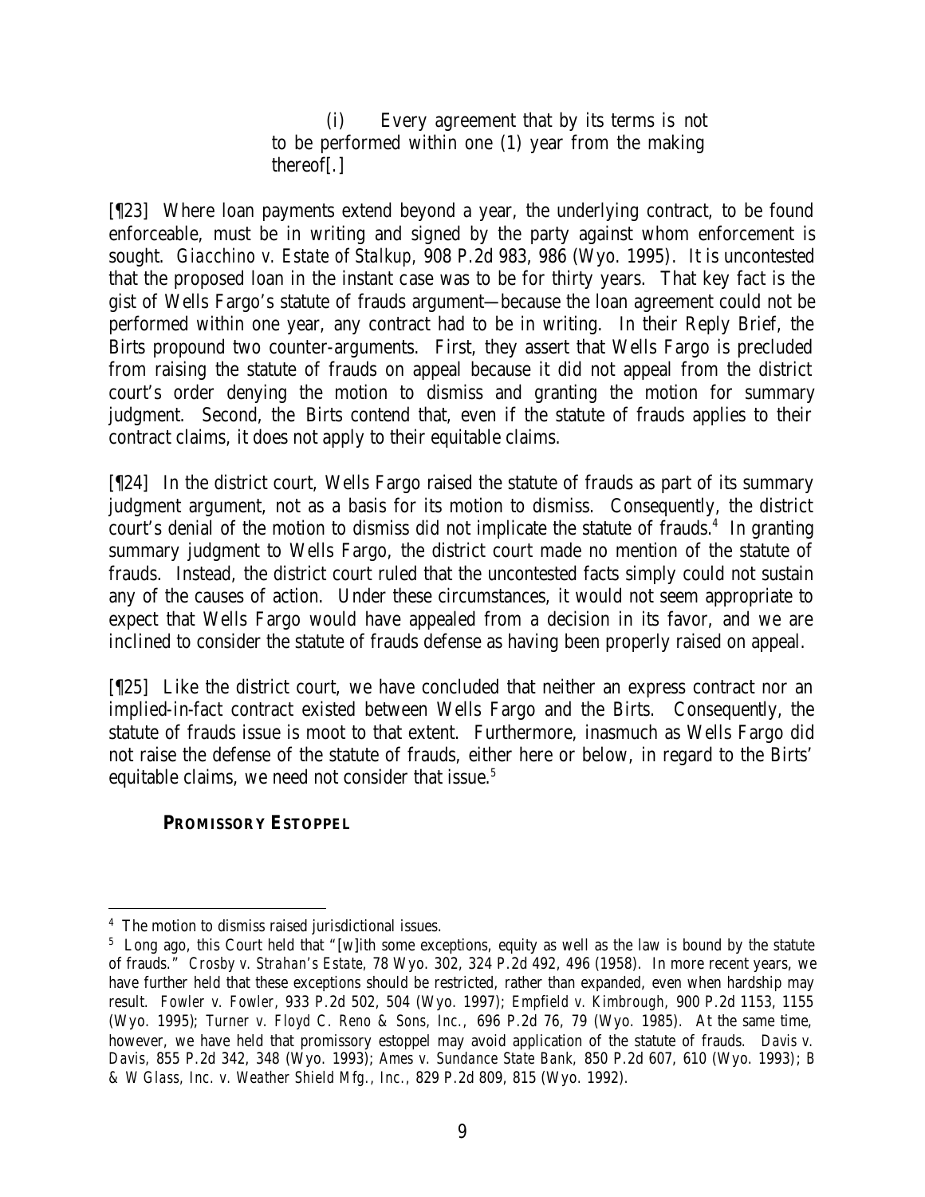> (i) Every agreement that by its terms is not to be performed within one (1) year from the making thereof[.]

[¶23] Where loan payments extend beyond a year, the underlying contract, to be found enforceable, must be in writing and signed by the party against whom enforcement is sought. *Giacchino v. Estate of Stalkup*, 908 P.2d 983, 986 (Wyo. 1995). It is uncontested that the proposed loan in the instant case was to be for thirty years. That key fact is the gist of Wells Fargo's statute of frauds argument—because the loan agreement could not be performed within one year, any contract had to be in writing. In their Reply Brief, the Birts propound two counter-arguments. First, they assert that Wells Fargo is precluded from raising the statute of frauds on appeal because it did not appeal from the district court's order denying the motion to dismiss and granting the motion for summary judgment. Second, the Birts contend that, even if the statute of frauds applies to their contract claims, it does not apply to their equitable claims.

[¶24] In the district court, Wells Fargo raised the statute of frauds as part of its summary judgment argument, not as a basis for its motion to dismiss. Consequently, the district court's denial of the motion to dismiss did not implicate the statute of frauds.[4] In granting summary judgment to Wells Fargo, the district court made no mention of the statute of frauds. Instead, the district court ruled that the uncontested facts simply could not sustain any of the causes of action. Under these circumstances, it would not seem appropriate to expect that Wells Fargo would have appealed from a decision in its favor, and we are inclined to consider the statute of frauds defense as having been properly raised on appeal.

[¶25] Like the district court, we have concluded that neither an express contract nor an implied-in-fact contract existed between Wells Fargo and the Birts. Consequently, the statute of frauds issue is moot to that extent. Furthermore, inasmuch as Wells Fargo did not raise the defense of the statute of frauds, either here or below, in regard to the Birts' equitable claims, we need not consider that issue.[5]

**PROMISSORY ESTOPPEL**

---

[4] The motion to dismiss raised jurisdictional issues.

[5] Long ago, this Court held that "[w]ith some exceptions, equity as well as the law is bound by the statute of frauds." *Crosby v. Strahan's Estate*, 78 Wyo. 302, 324 P.2d 492, 496 (1958). In more recent years, we have further held that these exceptions should be restricted, rather than expanded, even when hardship may result. *Fowler v. Fowler*, 933 P.2d 502, 504 (Wyo. 1997); *Empfield v. Kimbrough*, 900 P.2d 1153, 1155 (Wyo. 1995); *Turner v. Floyd C. Reno & Sons, Inc.*, 696 P.2d 76, 79 (Wyo. 1985). At the same time, however, we have held that promissory estoppel may avoid application of the statute of frauds. *Davis v. Davis*, 855 P.2d 342, 348 (Wyo. 1993); *Ames v. Sundance State Bank*, 850 P.2d 607, 610 (Wyo. 1993); *B & W Glass, Inc. v. Weather Shield Mfg., Inc.*, 829 P.2d 809, 815 (Wyo. 1992).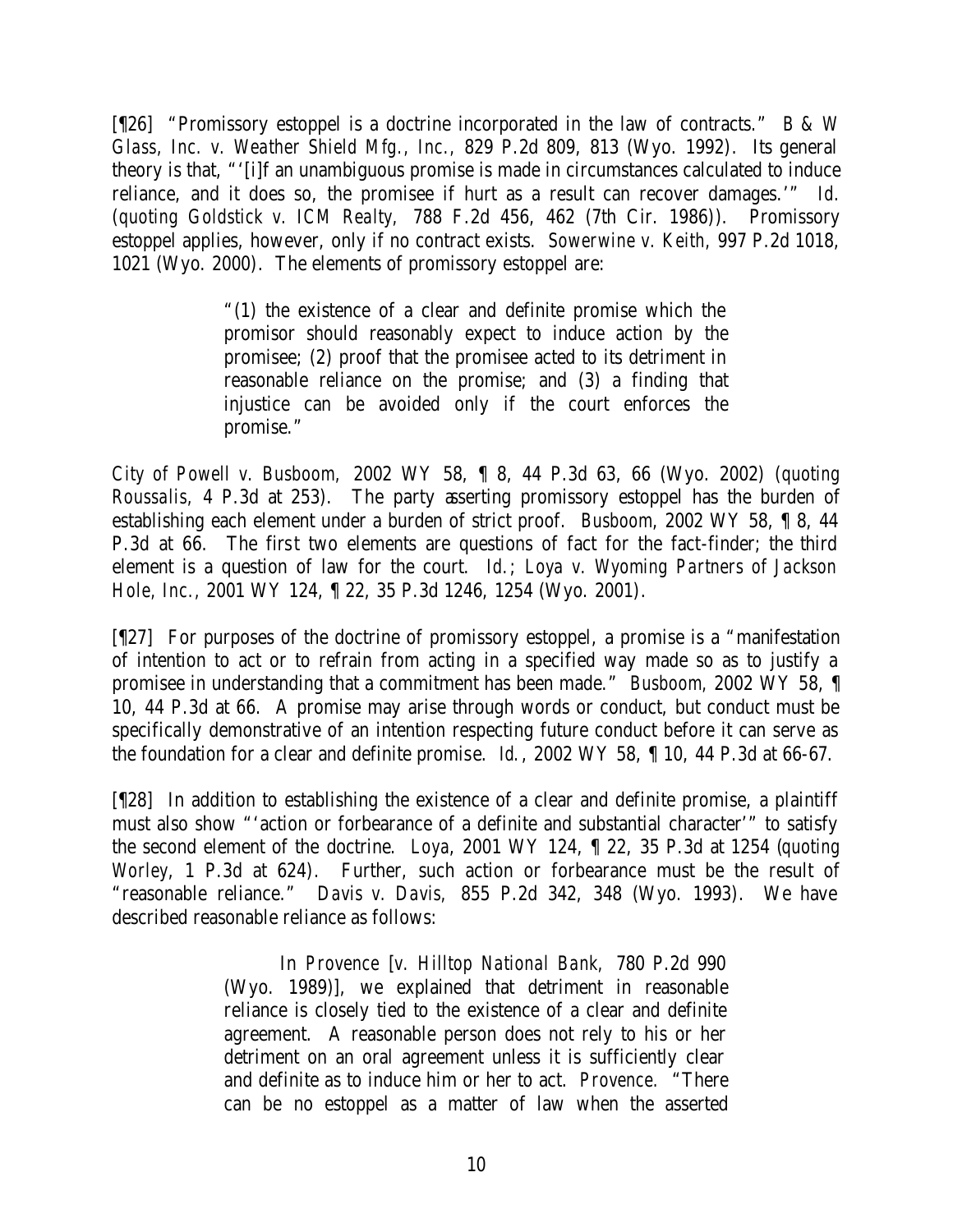[¶26] "Promissory estoppel is a doctrine incorporated in the law of contracts." *B & W Glass, Inc. v. Weather Shield Mfg., Inc.*, 829 P.2d 809, 813 (Wyo. 1992). Its general theory is that, "'[i]f an unambiguous promise is made in circumstances calculated to induce reliance, and it does so, the promisee if hurt as a result can recover damages.'" *Id.* (*quoting Goldstick v. ICM Realty*, 788 F.2d 456, 462 (7th Cir. 1986)). Promissory estoppel applies, however, only if no contract exists. *Sowerwine v. Keith*, 997 P.2d 1018, 1021 (Wyo. 2000). The elements of promissory estoppel are:

> "(1) the existence of a clear and definite promise which the promisor should reasonably expect to induce action by the promisee; (2) proof that the promisee acted to its detriment in reasonable reliance on the promise; and (3) a finding that injustice can be avoided only if the court enforces the promise."

*City of Powell v. Busboom*, 2002 WY 58, ¶ 8, 44 P.3d 63, 66 (Wyo. 2002) (*quoting Roussalis*, 4 P.3d at 253). The party asserting promissory estoppel has the burden of establishing each element under a burden of strict proof. *Busboom*, 2002 WY 58, ¶ 8, 44 P.3d at 66. The first two elements are questions of fact for the fact-finder; the third element is a question of law for the court. *Id.*; *Loya v. Wyoming Partners of Jackson Hole, Inc.*, 2001 WY 124, ¶ 22, 35 P.3d 1246, 1254 (Wyo. 2001).

[¶27] For purposes of the doctrine of promissory estoppel, a promise is a "manifestation of intention to act or to refrain from acting in a specified way made so as to justify a promisee in understanding that a commitment has been made." *Busboom*, 2002 WY 58, ¶ 10, 44 P.3d at 66. A promise may arise through words or conduct, but conduct must be specifically demonstrative of an intention respecting future conduct before it can serve as the foundation for a clear and definite promise. *Id.*, 2002 WY 58, ¶ 10, 44 P.3d at 66-67.

[¶28] In addition to establishing the existence of a clear and definite promise, a plaintiff must also show "'action or forbearance of a definite and substantial character'" to satisfy the second element of the doctrine. *Loya*, 2001 WY 124, ¶ 22, 35 P.3d at 1254 (*quoting Worley*, 1 P.3d at 624). Further, such action or forbearance must be the result of "reasonable reliance." *Davis v. Davis*, 855 P.2d 342, 348 (Wyo. 1993). We have described reasonable reliance as follows:

> In *Provence* [*v. Hilltop National Bank*, 780 P.2d 990 (Wyo. 1989)], we explained that detriment in reasonable reliance is closely tied to the existence of a clear and definite agreement. A reasonable person does not rely to his or her detriment on an oral agreement unless it is sufficiently clear and definite as to induce him or her to act. *Provence*. "There can be no estoppel as a matter of law when the asserted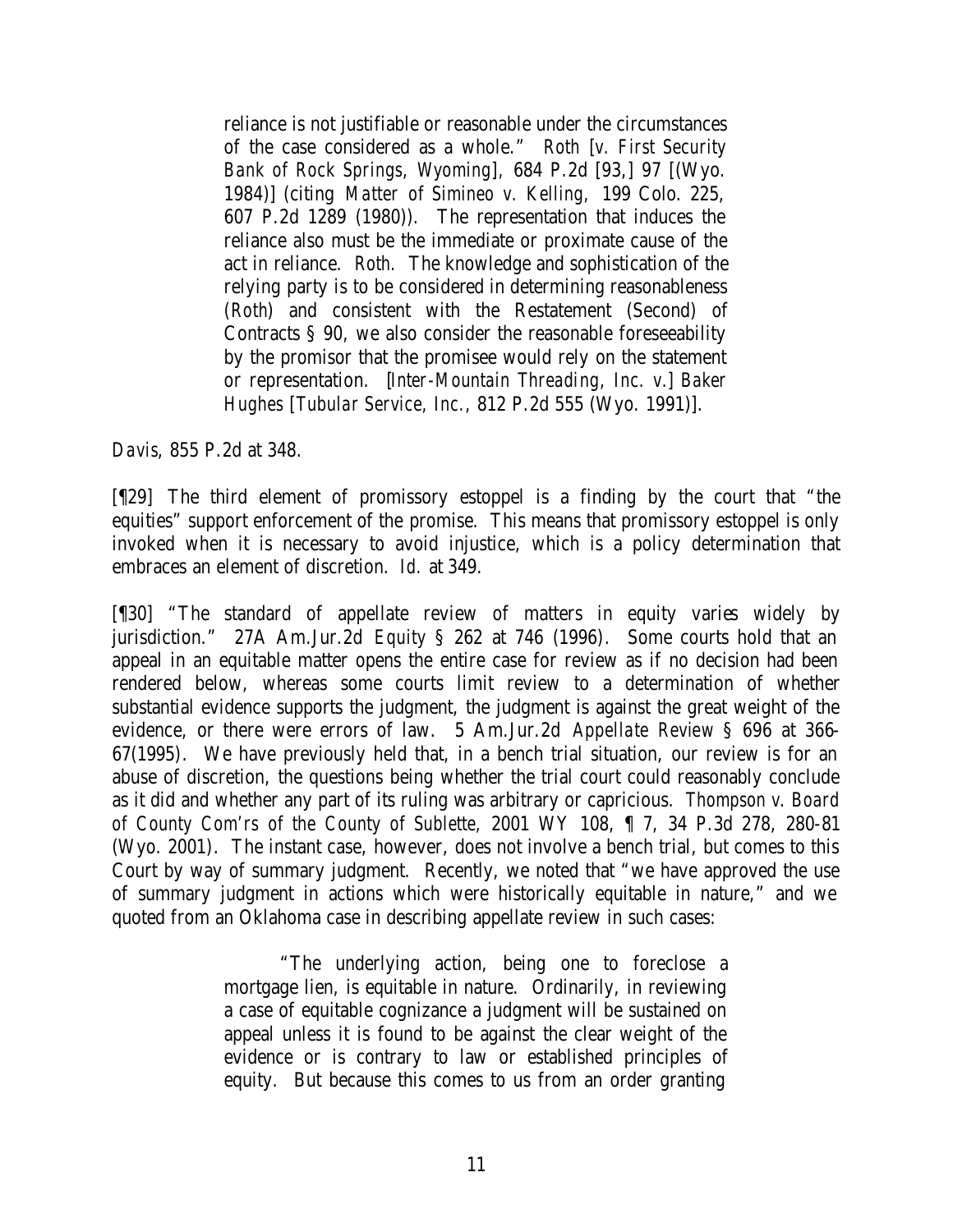> reliance is not justifiable or reasonable under the circumstances of the case considered as a whole." *Roth* [*v. First Security Bank of Rock Springs, Wyoming*], 684 P.2d [93,] 97 [(Wyo. 1984)] (citing *Matter of Simineo v. Kelling,* 199 Colo. 225, 607 P.2d 1289 (1980)). The representation that induces the reliance also must be the immediate or proximate cause of the act in reliance. *Roth*. The knowledge and sophistication of the relying party is to be considered in determining reasonableness (*Roth*) and consistent with the Restatement (Second) of Contracts § 90, we also consider the reasonable foreseeability by the promisor that the promisee would rely on the statement or representation. [*Inter-Mountain Threading, Inc. v.*] *Baker Hughes* [*Tubular Service, Inc.*, 812 P.2d 555 (Wyo. 1991)].

*Davis*, 855 P.2d at 348.

[¶29] The third element of promissory estoppel is a finding by the court that "the equities" support enforcement of the promise. This means that promissory estoppel is only invoked when it is necessary to avoid injustice, which is a policy determination that embraces an element of discretion. *Id.* at 349.

[¶30] "The standard of appellate review of matters in equity varies widely by jurisdiction." 27A Am.Jur.2d *Equity* § 262 at 746 (1996). Some courts hold that an appeal in an equitable matter opens the entire case for review as if no decision had been rendered below, whereas some courts limit review to a determination of whether substantial evidence supports the judgment, the judgment is against the great weight of the evidence, or there were errors of law. 5 Am.Jur.2d *Appellate Review* § 696 at 366-67(1995). We have previously held that, in a bench trial situation, our review is for an abuse of discretion, the questions being whether the trial court could reasonably conclude as it did and whether any part of its ruling was arbitrary or capricious. *Thompson v. Board of County Com'rs of the County of Sublette,* 2001 WY 108, ¶ 7, 34 P.3d 278, 280-81 (Wyo. 2001). The instant case, however, does not involve a bench trial, but comes to this Court by way of summary judgment. Recently, we noted that "we have approved the use of summary judgment in actions which were historically equitable in nature," and we quoted from an Oklahoma case in describing appellate review in such cases:

> "The underlying action, being one to foreclose a mortgage lien, is equitable in nature. Ordinarily, in reviewing a case of equitable cognizance a judgment will be sustained on appeal unless it is found to be against the clear weight of the evidence or is contrary to law or established principles of equity. But because this comes to us from an order granting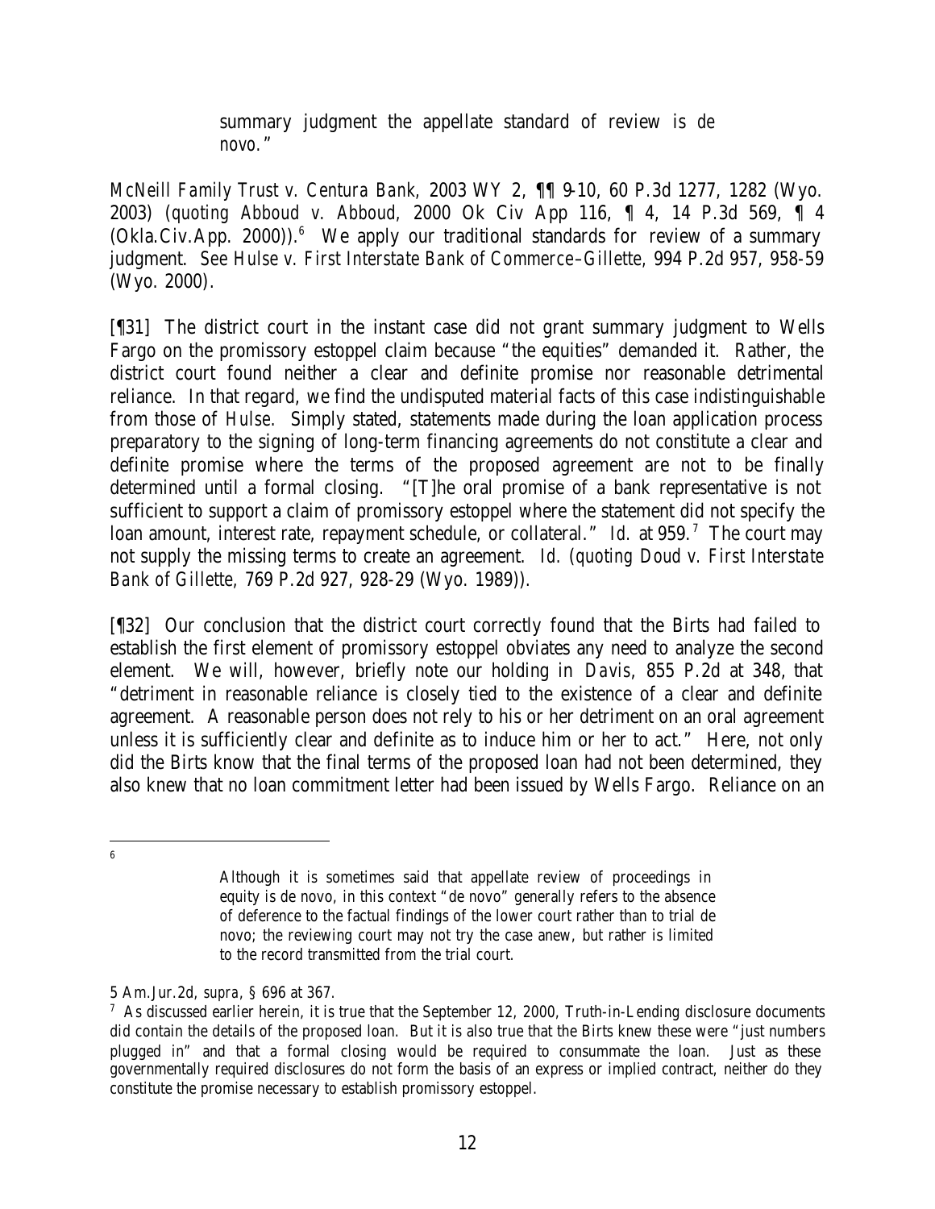> summary judgment the appellate standard of review is *de novo*."

*McNeill Family Trust v. Centura Bank*, 2003 WY 2, ¶¶ 9-10, 60 P.3d 1277, 1282 (Wyo. 2003) (*quoting Abboud v. Abboud*, 2000 Ok Civ App 116, ¶ 4, 14 P.3d 569, ¶ 4 (Okla.Civ.App. 2000)).[6] We apply our traditional standards for review of a summary judgment. *See Hulse v. First Interstate Bank of Commerce–Gillette*, 994 P.2d 957, 958-59 (Wyo. 2000).

[¶31] The district court in the instant case did not grant summary judgment to Wells Fargo on the promissory estoppel claim because "the equities" demanded it. Rather, the district court found neither a clear and definite promise nor reasonable detrimental reliance. In that regard, we find the undisputed material facts of this case indistinguishable from those of *Hulse*. Simply stated, statements made during the loan application process preparatory to the signing of long-term financing agreements do not constitute a clear and definite promise where the terms of the proposed agreement are not to be finally determined until a formal closing. "[T]he oral promise of a bank representative is not sufficient to support a claim of promissory estoppel where the statement did not specify the loan amount, interest rate, repayment schedule, or collateral." *Id.* at 959.[7] The court may not supply the missing terms to create an agreement. *Id.* (*quoting Doud v. First Interstate Bank of Gillette*, 769 P.2d 927, 928-29 (Wyo. 1989)).

[¶32] Our conclusion that the district court correctly found that the Birts had failed to establish the first element of promissory estoppel obviates any need to analyze the second element. We will, however, briefly note our holding in *Davis*, 855 P.2d at 348, that "detriment in reasonable reliance is closely tied to the existence of a clear and definite agreement. A reasonable person does not rely to his or her detriment on an oral agreement unless it is sufficiently clear and definite as to induce him or her to act." Here, not only did the Birts know that the final terms of the proposed loan had not been determined, they also knew that no loan commitment letter had been issued by Wells Fargo. Reliance on an

---

[6]

> Although it is sometimes said that appellate review of proceedings in equity is de novo, in this context "de novo" generally refers to the absence of deference to the factual findings of the lower court rather than to trial de novo; the reviewing court may not try the case anew, but rather is limited to the record transmitted from the trial court.

5 Am.Jur.2d, *supra*, § 696 at 367.

[7] As discussed earlier herein, it is true that the September 12, 2000, Truth-in-Lending disclosure documents did contain the details of the proposed loan. But it is also true that the Birts knew these were "just numbers plugged in" and that a formal closing would be required to consummate the loan. Just as these governmentally required disclosures do not form the basis of an express or implied contract, neither do they constitute the promise necessary to establish promissory estoppel.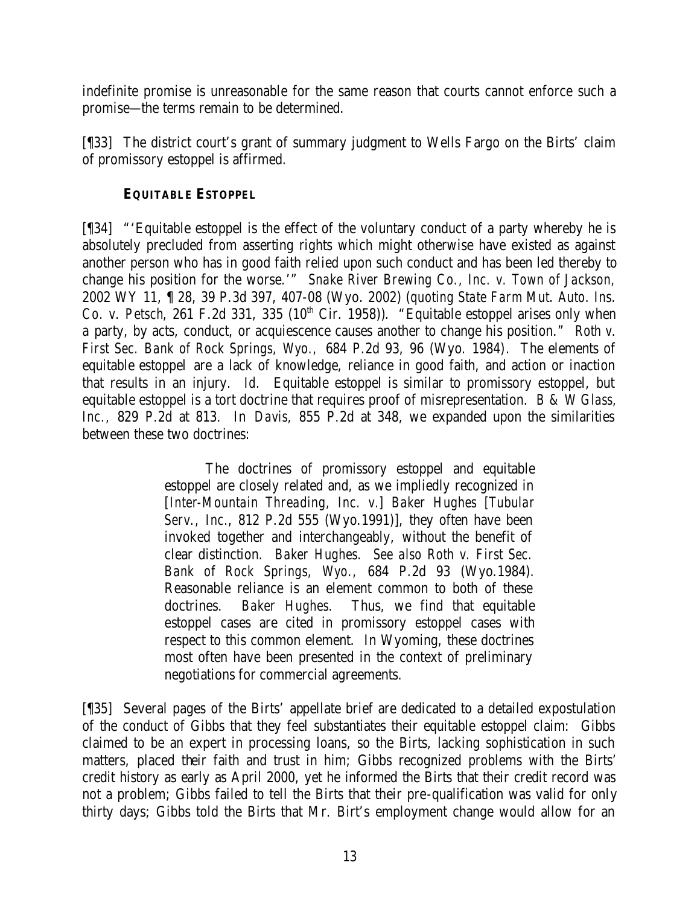indefinite promise is unreasonable for the same reason that courts cannot enforce such a promise—the terms remain to be determined.

[¶33] The district court's grant of summary judgment to Wells Fargo on the Birts' claim of promissory estoppel is affirmed.

**EQUITABLE ESTOPPEL**

[¶34] "'Equitable estoppel is the effect of the voluntary conduct of a party whereby he is absolutely precluded from asserting rights which might otherwise have existed as against another person who has in good faith relied upon such conduct and has been led thereby to change his position for the worse.'" *Snake River Brewing Co., Inc. v. Town of Jackson*, 2002 WY 11, ¶ 28, 39 P.3d 397, 407-08 (Wyo. 2002) (*quoting State Farm Mut. Auto. Ins. Co. v. Petsch*, 261 F.2d 331, 335 (10th Cir. 1958)). "Equitable estoppel arises only when a party, by acts, conduct, or acquiescence causes another to change his position." *Roth v. First Sec. Bank of Rock Springs, Wyo.*, 684 P.2d 93, 96 (Wyo. 1984). The elements of equitable estoppel are a lack of knowledge, reliance in good faith, and action or inaction that results in an injury. *Id.* Equitable estoppel is similar to promissory estoppel, but equitable estoppel is a tort doctrine that requires proof of misrepresentation. *B & W Glass, Inc.*, 829 P.2d at 813. In *Davis*, 855 P.2d at 348, we expanded upon the similarities between these two doctrines:

> The doctrines of promissory estoppel and equitable estoppel are closely related and, as we impliedly recognized in [*Inter-Mountain Threading, Inc. v.*] *Baker Hughes* [*Tubular Serv., Inc.*, 812 P.2d 555 (Wyo.1991)], they often have been invoked together and interchangeably, without the benefit of clear distinction. *Baker Hughes*. *See also Roth v. First Sec. Bank of Rock Springs, Wyo.*, 684 P.2d 93 (Wyo.1984). Reasonable reliance is an element common to both of these doctrines. *Baker Hughes*. Thus, we find that equitable estoppel cases are cited in promissory estoppel cases with respect to this common element. In Wyoming, these doctrines most often have been presented in the context of preliminary negotiations for commercial agreements.

[¶35] Several pages of the Birts' appellate brief are dedicated to a detailed expostulation of the conduct of Gibbs that they feel substantiates their equitable estoppel claim: Gibbs claimed to be an expert in processing loans, so the Birts, lacking sophistication in such matters, placed their faith and trust in him; Gibbs recognized problems with the Birts' credit history as early as April 2000, yet he informed the Birts that their credit record was not a problem; Gibbs failed to tell the Birts that their pre-qualification was valid for only thirty days; Gibbs told the Birts that Mr. Birt's employment change would allow for an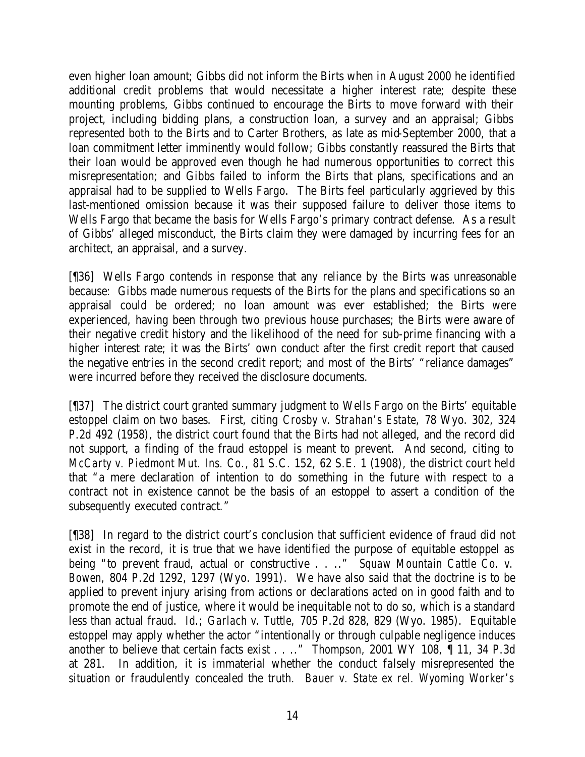even higher loan amount; Gibbs did not inform the Birts when in August 2000 he identified additional credit problems that would necessitate a higher interest rate; despite these mounting problems, Gibbs continued to encourage the Birts to move forward with their project, including bidding plans, a construction loan, a survey and an appraisal; Gibbs represented both to the Birts and to Carter Brothers, as late as mid-September 2000, that a loan commitment letter imminently would follow; Gibbs constantly reassured the Birts that their loan would be approved even though he had numerous opportunities to correct this misrepresentation; and Gibbs failed to inform the Birts that plans, specifications and an appraisal had to be supplied to Wells Fargo. The Birts feel particularly aggrieved by this last-mentioned omission because it was their supposed failure to deliver those items to Wells Fargo that became the basis for Wells Fargo's primary contract defense. As a result of Gibbs' alleged misconduct, the Birts claim they were damaged by incurring fees for an architect, an appraisal, and a survey.

[¶36] Wells Fargo contends in response that any reliance by the Birts was unreasonable because: Gibbs made numerous requests of the Birts for the plans and specifications so an appraisal could be ordered; no loan amount was ever established; the Birts were experienced, having been through two previous house purchases; the Birts were aware of their negative credit history and the likelihood of the need for sub-prime financing with a higher interest rate; it was the Birts' own conduct after the first credit report that caused the negative entries in the second credit report; and most of the Birts' "reliance damages" were incurred before they received the disclosure documents.

[¶37] The district court granted summary judgment to Wells Fargo on the Birts' equitable estoppel claim on two bases. First, citing *Crosby v. Strahan's Estate,* 78 Wyo. 302, 324 P.2d 492 (1958), the district court found that the Birts had not alleged, and the record did not support, a finding of the fraud estoppel is meant to prevent. And second, citing to *McCarty v. Piedmont Mut. Ins. Co.*, 81 S.C. 152, 62 S.E. 1 (1908), the district court held that "a mere declaration of intention to do something in the future with respect to a contract not in existence cannot be the basis of an estoppel to assert a condition of the subsequently executed contract."

[¶38] In regard to the district court's conclusion that sufficient evidence of fraud did not exist in the record, it is true that we have identified the purpose of equitable estoppel as being "to prevent fraud, actual or constructive . . .." *Squaw Mountain Cattle Co. v. Bowen,* 804 P.2d 1292, 1297 (Wyo. 1991). We have also said that the doctrine is to be applied to prevent injury arising from actions or declarations acted on in good faith and to promote the end of justice, where it would be inequitable not to do so, which is a standard less than actual fraud. *Id.*; *Garlach v. Tuttle,* 705 P.2d 828, 829 (Wyo. 1985). Equitable estoppel may apply whether the actor "intentionally or through culpable negligence induces another to believe that certain facts exist . . .." *Thompson,* 2001 WY 108, ¶ 11, 34 P.3d at 281. In addition, it is immaterial whether the conduct falsely misrepresented the situation or fraudulently concealed the truth. *Bauer v. State ex rel. Wyoming Worker's*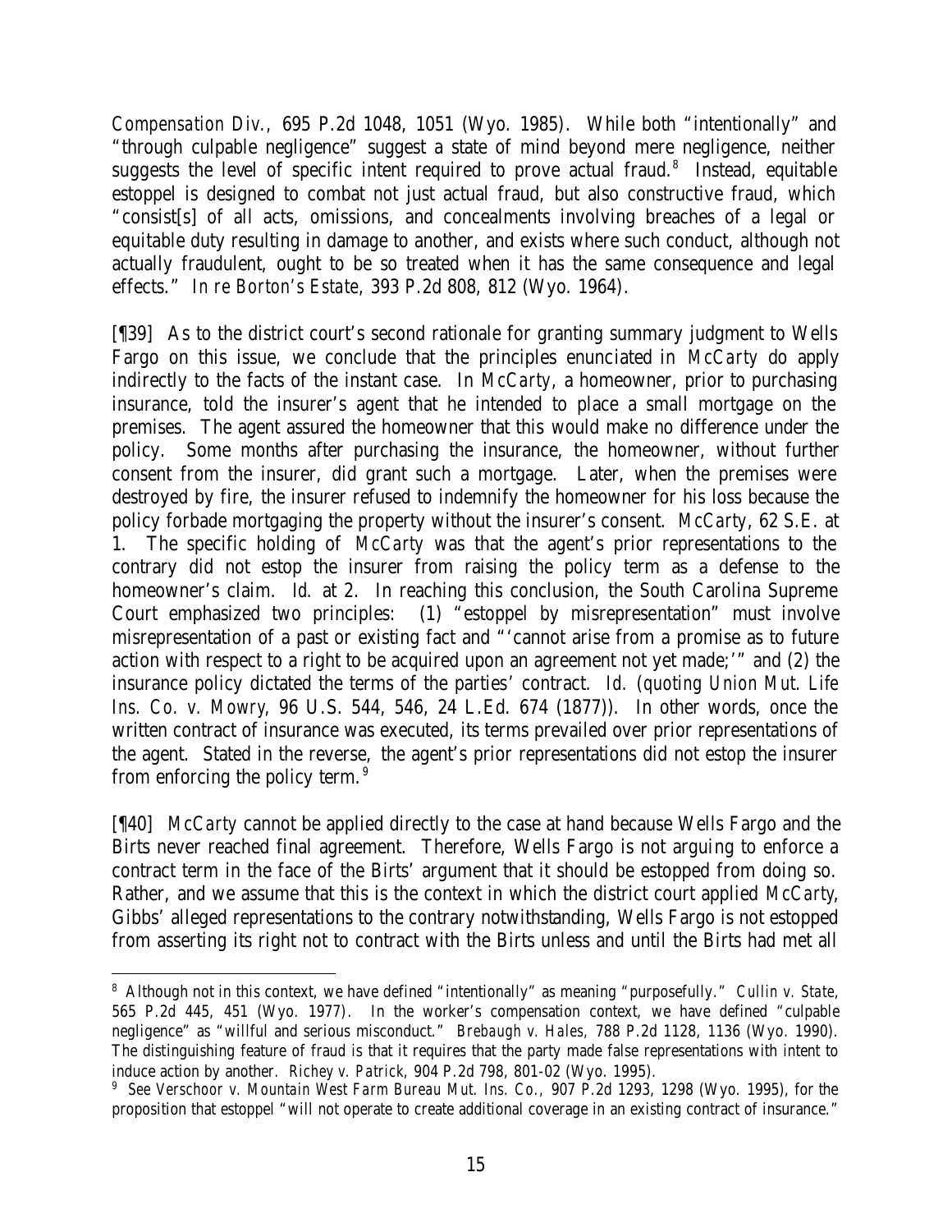*Compensation Div.*, 695 P.2d 1048, 1051 (Wyo. 1985). While both "intentionally" and "through culpable negligence" suggest a state of mind beyond mere negligence, neither suggests the level of specific intent required to prove actual fraud.[8] Instead, equitable estoppel is designed to combat not just actual fraud, but also constructive fraud, which "consist[s] of all acts, omissions, and concealments involving breaches of a legal or equitable duty resulting in damage to another, and exists where such conduct, although not actually fraudulent, ought to be so treated when it has the same consequence and legal effects." *In re Borton's Estate*, 393 P.2d 808, 812 (Wyo. 1964).

[¶39] As to the district court's second rationale for granting summary judgment to Wells Fargo on this issue, we conclude that the principles enunciated in *McCarty* do apply indirectly to the facts of the instant case. In *McCarty*, a homeowner, prior to purchasing insurance, told the insurer's agent that he intended to place a small mortgage on the premises. The agent assured the homeowner that this would make no difference under the policy. Some months after purchasing the insurance, the homeowner, without further consent from the insurer, did grant such a mortgage. Later, when the premises were destroyed by fire, the insurer refused to indemnify the homeowner for his loss because the policy forbade mortgaging the property without the insurer's consent. *McCarty*, 62 S.E. at 1. The specific holding of *McCarty* was that the agent's prior representations to the contrary did not estop the insurer from raising the policy term as a defense to the homeowner's claim. *Id.* at 2. In reaching this conclusion, the South Carolina Supreme Court emphasized two principles: (1) "estoppel by misrepresentation" must involve misrepresentation of a past or existing fact and "'cannot arise from a promise as to future action with respect to a right to be acquired upon an agreement not yet made;'" and (2) the insurance policy dictated the terms of the parties' contract. *Id.* (quoting *Union Mut. Life Ins. Co. v. Mowry*, 96 U.S. 544, 546, 24 L.Ed. 674 (1877)). In other words, once the written contract of insurance was executed, its terms prevailed over prior representations of the agent. Stated in the reverse, the agent's prior representations did not estop the insurer from enforcing the policy term.[9]

[¶40] *McCarty* cannot be applied directly to the case at hand because Wells Fargo and the Birts never reached final agreement. Therefore, Wells Fargo is not arguing to enforce a contract term in the face of the Birts' argument that it should be estopped from doing so. Rather, and we assume that this is the context in which the district court applied *McCarty*, Gibbs' alleged representations to the contrary notwithstanding, Wells Fargo is not estopped from asserting its right not to contract with the Birts unless and until the Birts had met all

---

[8] Although not in this context, we have defined "intentionally" as meaning "purposefully." *Cullin v. State*, 565 P.2d 445, 451 (Wyo. 1977). In the worker's compensation context, we have defined "culpable negligence" as "willful and serious misconduct." *Brebaugh v. Hales*, 788 P.2d 1128, 1136 (Wyo. 1990). The distinguishing feature of fraud is that it requires that the party made false representations with intent to induce action by another. *Richey v. Patrick*, 904 P.2d 798, 801-02 (Wyo. 1995).

[9] See *Verschoor v. Mountain West Farm Bureau Mut. Ins. Co.*, 907 P.2d 1293, 1298 (Wyo. 1995), for the proposition that estoppel "will not operate to create additional coverage in an existing contract of insurance."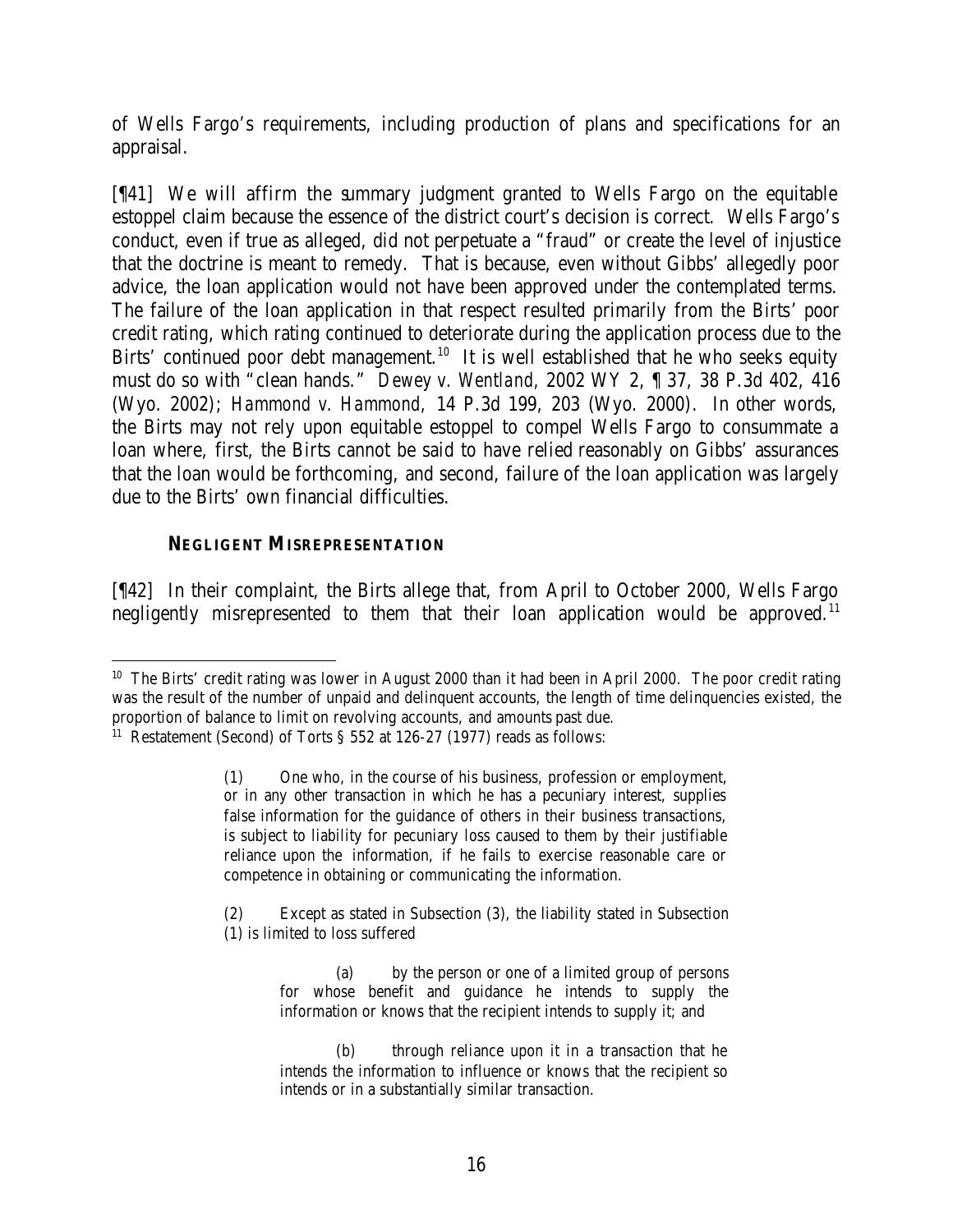of Wells Fargo's requirements, including production of plans and specifications for an appraisal.

[¶41] We will affirm the summary judgment granted to Wells Fargo on the equitable estoppel claim because the essence of the district court's decision is correct. Wells Fargo's conduct, even if true as alleged, did not perpetuate a "fraud" or create the level of injustice that the doctrine is meant to remedy. That is because, even without Gibbs' allegedly poor advice, the loan application would not have been approved under the contemplated terms. The failure of the loan application in that respect resulted primarily from the Birts' poor credit rating, which rating continued to deteriorate during the application process due to the Birts' continued poor debt management.[10] It is well established that he who seeks equity must do so with "clean hands." *Dewey v. Wentland*, 2002 WY 2, ¶ 37, 38 P.3d 402, 416 (Wyo. 2002); *Hammond v. Hammond*, 14 P.3d 199, 203 (Wyo. 2000). In other words, the Birts may not rely upon equitable estoppel to compel Wells Fargo to consummate a loan where, first, the Birts cannot be said to have relied reasonably on Gibbs' assurances that the loan would be forthcoming, and second, failure of the loan application was largely due to the Birts' own financial difficulties.

### NEGLIGENT MISREPRESENTATION

[¶42] In their complaint, the Birts allege that, from April to October 2000, Wells Fargo negligently misrepresented to them that their loan application would be approved.[11]

---

[10] The Birts' credit rating was lower in August 2000 than it had been in April 2000. The poor credit rating was the result of the number of unpaid and delinquent accounts, the length of time delinquencies existed, the proportion of balance to limit on revolving accounts, and amounts past due.

[11] Restatement (Second) of Torts § 552 at 126-27 (1977) reads as follows:

> (1) One who, in the course of his business, profession or employment, or in any other transaction in which he has a pecuniary interest, supplies false information for the guidance of others in their business transactions, is subject to liability for pecuniary loss caused to them by their justifiable reliance upon the information, if he fails to exercise reasonable care or competence in obtaining or communicating the information.
>
> (2) Except as stated in Subsection (3), the liability stated in Subsection (1) is limited to loss suffered
>
> > (a) by the person or one of a limited group of persons for whose benefit and guidance he intends to supply the information or knows that the recipient intends to supply it; and
> >
> > (b) through reliance upon it in a transaction that he intends the information to influence or knows that the recipient so intends or in a substantially similar transaction.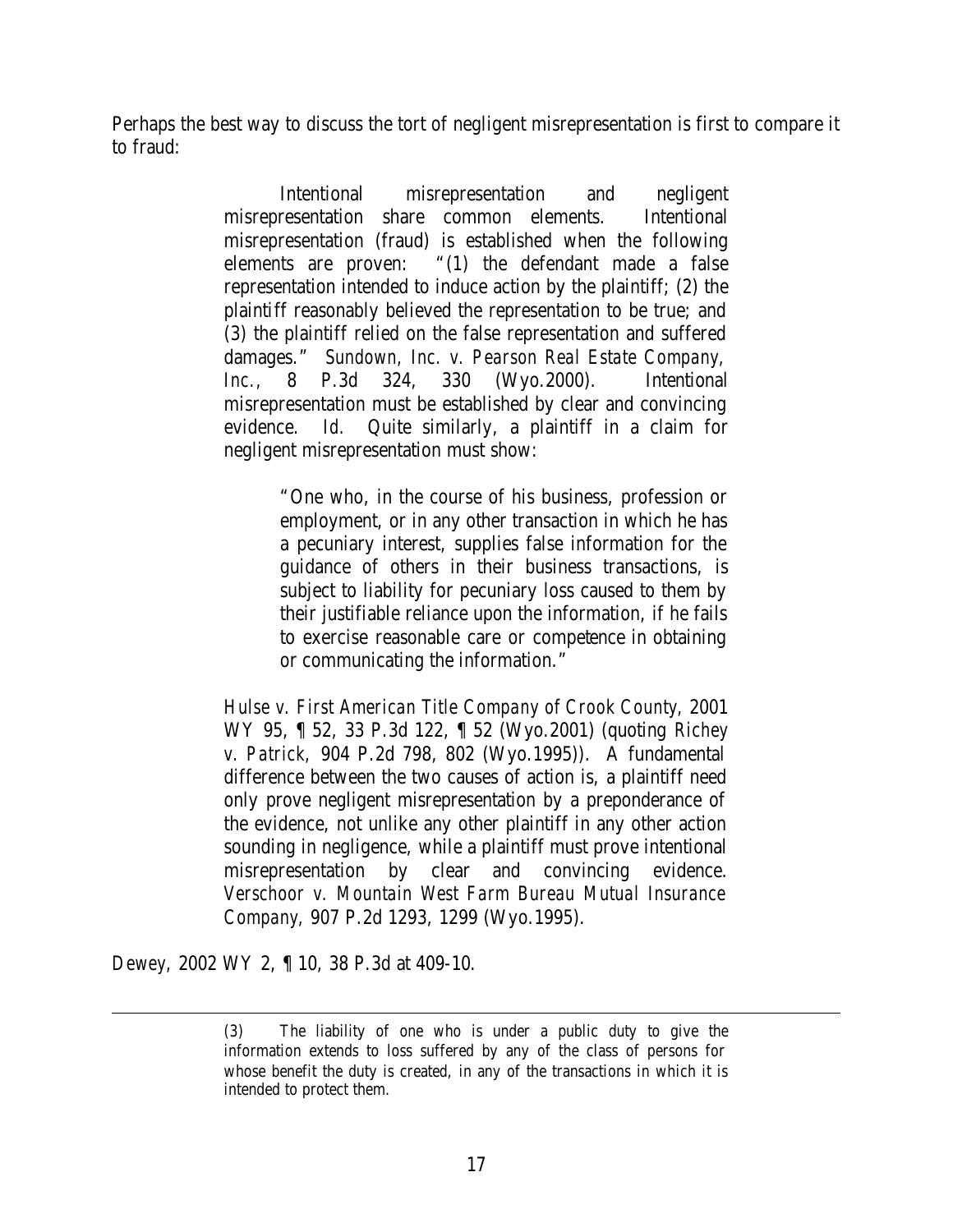Perhaps the best way to discuss the tort of negligent misrepresentation is first to compare it to fraud:

> Intentional misrepresentation and negligent misrepresentation share common elements. Intentional misrepresentation (fraud) is established when the following elements are proven: "(1) the defendant made a false representation intended to induce action by the plaintiff; (2) the plaintiff reasonably believed the representation to be true; and (3) the plaintiff relied on the false representation and suffered damages." *Sundown, Inc. v. Pearson Real Estate Company, Inc.*, 8 P.3d 324, 330 (Wyo.2000). Intentional misrepresentation must be established by clear and convincing evidence. *Id.* Quite similarly, a plaintiff in a claim for negligent misrepresentation must show:
>
> > "One who, in the course of his business, profession or employment, or in any other transaction in which he has a pecuniary interest, supplies false information for the guidance of others in their business transactions, is subject to liability for pecuniary loss caused to them by their justifiable reliance upon the information, if he fails to exercise reasonable care or competence in obtaining or communicating the information."
>
> *Hulse v. First American Title Company of Crook County*, 2001 WY 95, ¶ 52, 33 P.3d 122, ¶ 52 (Wyo.2001) (quoting *Richey v. Patrick*, 904 P.2d 798, 802 (Wyo.1995)). A fundamental difference between the two causes of action is, a plaintiff need only prove negligent misrepresentation by a preponderance of the evidence, not unlike any other plaintiff in any other action sounding in negligence, while a plaintiff must prove intentional misrepresentation by clear and convincing evidence. *Verschoor v. Mountain West Farm Bureau Mutual Insurance Company*, 907 P.2d 1293, 1299 (Wyo.1995).

*Dewey*, 2002 WY 2, ¶ 10, 38 P.3d at 409-10.

---

(3) The liability of one who is under a public duty to give the information extends to loss suffered by any of the class of persons for whose benefit the duty is created, in any of the transactions in which it is intended to protect them.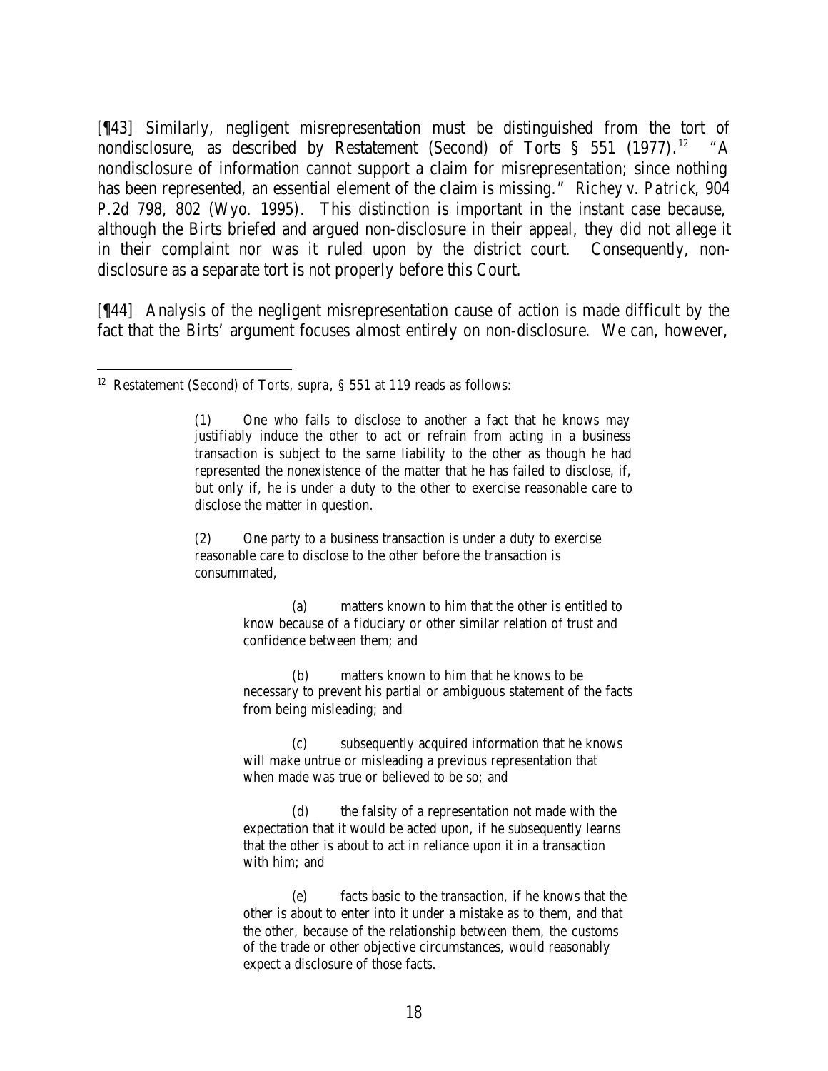[¶43] Similarly, negligent misrepresentation must be distinguished from the tort of nondisclosure, as described by Restatement (Second) of Torts § 551 (1977).[12] "A nondisclosure of information cannot support a claim for misrepresentation; since nothing has been represented, an essential element of the claim is missing." *Richey v. Patrick*, 904 P.2d 798, 802 (Wyo. 1995). This distinction is important in the instant case because, although the Birts briefed and argued non-disclosure in their appeal, they did not allege it in their complaint nor was it ruled upon by the district court. Consequently, non-disclosure as a separate tort is not properly before this Court.

[¶44] Analysis of the negligent misrepresentation cause of action is made difficult by the fact that the Birts' argument focuses almost entirely on non-disclosure. We can, however,

---

[12] Restatement (Second) of Torts, *supra*, § 551 at 119 reads as follows:

> (1) One who fails to disclose to another a fact that he knows may justifiably induce the other to act or refrain from acting in a business transaction is subject to the same liability to the other as though he had represented the nonexistence of the matter that he has failed to disclose, if, but only if, he is under a duty to the other to exercise reasonable care to disclose the matter in question.
>
> (2) One party to a business transaction is under a duty to exercise reasonable care to disclose to the other before the transaction is consummated,
>
>> (a) matters known to him that the other is entitled to know because of a fiduciary or other similar relation of trust and confidence between them; and
>>
>> (b) matters known to him that he knows to be necessary to prevent his partial or ambiguous statement of the facts from being misleading; and
>>
>> (c) subsequently acquired information that he knows will make untrue or misleading a previous representation that when made was true or believed to be so; and
>>
>> (d) the falsity of a representation not made with the expectation that it would be acted upon, if he subsequently learns that the other is about to act in reliance upon it in a transaction with him; and
>>
>> (e) facts basic to the transaction, if he knows that the other is about to enter into it under a mistake as to them, and that the other, because of the relationship between them, the customs of the trade or other objective circumstances, would reasonably expect a disclosure of those facts.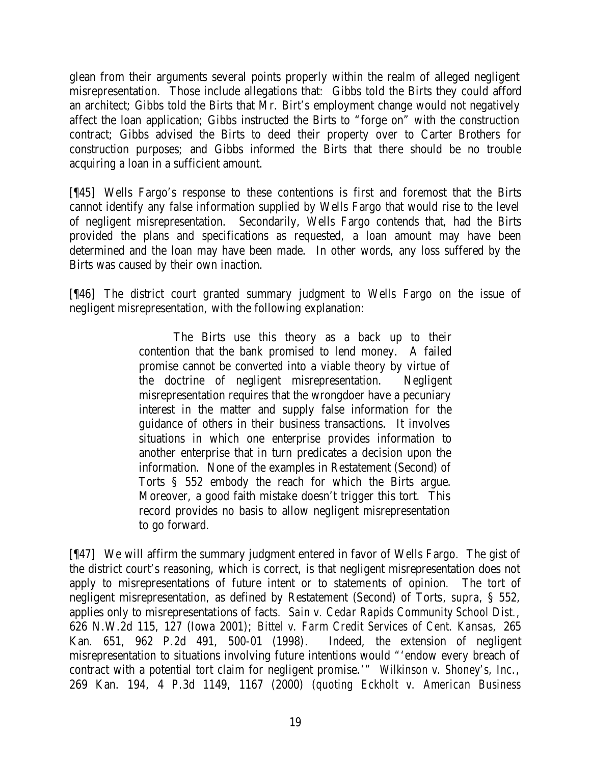glean from their arguments several points properly within the realm of alleged negligent misrepresentation. Those include allegations that: Gibbs told the Birts they could afford an architect; Gibbs told the Birts that Mr. Birt's employment change would not negatively affect the loan application; Gibbs instructed the Birts to "forge on" with the construction contract; Gibbs advised the Birts to deed their property over to Carter Brothers for construction purposes; and Gibbs informed the Birts that there should be no trouble acquiring a loan in a sufficient amount.

[¶45] Wells Fargo's response to these contentions is first and foremost that the Birts cannot identify any false information supplied by Wells Fargo that would rise to the level of negligent misrepresentation. Secondarily, Wells Fargo contends that, had the Birts provided the plans and specifications as requested, a loan amount may have been determined and the loan may have been made. In other words, any loss suffered by the Birts was caused by their own inaction.

[¶46] The district court granted summary judgment to Wells Fargo on the issue of negligent misrepresentation, with the following explanation:

> The Birts use this theory as a back up to their contention that the bank promised to lend money. A failed promise cannot be converted into a viable theory by virtue of the doctrine of negligent misrepresentation. Negligent misrepresentation requires that the wrongdoer have a pecuniary interest in the matter and supply false information for the guidance of others in their business transactions. It involves situations in which one enterprise provides information to another enterprise that in turn predicates a decision upon the information. None of the examples in Restatement (Second) of Torts § 552 embody the reach for which the Birts argue. Moreover, a good faith mistake doesn't trigger this tort. This record provides no basis to allow negligent misrepresentation to go forward.

[¶47] We will affirm the summary judgment entered in favor of Wells Fargo. The gist of the district court's reasoning, which is correct, is that negligent misrepresentation does not apply to misrepresentations of future intent or to statements of opinion. The tort of negligent misrepresentation, as defined by Restatement (Second) of Torts, *supra*, § 552, applies only to misrepresentations of facts. *Sain v. Cedar Rapids Community School Dist.*, 626 N.W.2d 115, 127 (Iowa 2001); *Bittel v. Farm Credit Services of Cent. Kansas*, 265 Kan. 651, 962 P.2d 491, 500-01 (1998). Indeed, the extension of negligent misrepresentation to situations involving future intentions would "'endow every breach of contract with a potential tort claim for negligent promise.'" *Wilkinson v. Shoney's, Inc.*, 269 Kan. 194, 4 P.3d 1149, 1167 (2000) (*quoting Eckholt v. American Business*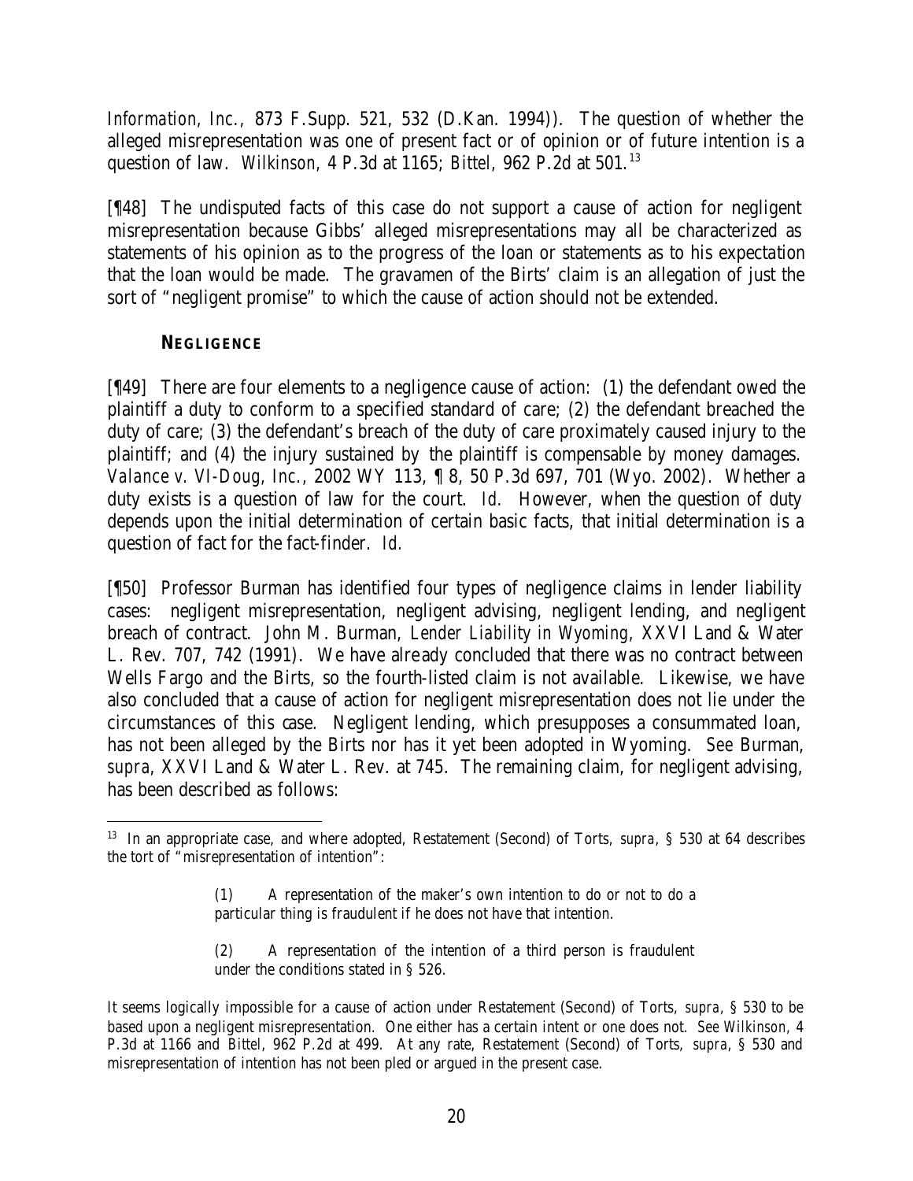*Information, Inc.*, 873 F.Supp. 521, 532 (D.Kan. 1994)). The question of whether the alleged misrepresentation was one of present fact or of opinion or of future intention is a question of law. *Wilkinson*, 4 P.3d at 1165; *Bittel*, 962 P.2d at 501.[13]

[¶48] The undisputed facts of this case do not support a cause of action for negligent misrepresentation because Gibbs' alleged misrepresentations may all be characterized as statements of his opinion as to the progress of the loan or statements as to his expectation that the loan would be made. The gravamen of the Birts' claim is an allegation of just the sort of "negligent promise" to which the cause of action should not be extended.

### NEGLIGENCE

[¶49] There are four elements to a negligence cause of action: (1) the defendant owed the plaintiff a duty to conform to a specified standard of care; (2) the defendant breached the duty of care; (3) the defendant's breach of the duty of care proximately caused injury to the plaintiff; and (4) the injury sustained by the plaintiff is compensable by money damages. *Valance v. VI-Doug, Inc.*, 2002 WY 113, ¶ 8, 50 P.3d 697, 701 (Wyo. 2002). Whether a duty exists is a question of law for the court. *Id.* However, when the question of duty depends upon the initial determination of certain basic facts, that initial determination is a question of fact for the fact-finder. *Id.*

[¶50] Professor Burman has identified four types of negligence claims in lender liability cases: negligent misrepresentation, negligent advising, negligent lending, and negligent breach of contract. John M. Burman, *Lender Liability in Wyoming*, XXVI Land & Water L. Rev. 707, 742 (1991). We have already concluded that there was no contract between Wells Fargo and the Birts, so the fourth-listed claim is not available. Likewise, we have also concluded that a cause of action for negligent misrepresentation does not lie under the circumstances of this case. Negligent lending, which presupposes a consummated loan, has not been alleged by the Birts nor has it yet been adopted in Wyoming. *See* Burman, *supra*, XXVI Land & Water L. Rev. at 745. The remaining claim, for negligent advising, has been described as follows:

---

[13] In an appropriate case, and where adopted, Restatement (Second) of Torts, *supra*, § 530 at 64 describes the tort of "misrepresentation of intention":

> (1) A representation of the maker's own intention to do or not to do a particular thing is fraudulent if he does not have that intention.
>
> (2) A representation of the intention of a third person is fraudulent under the conditions stated in § 526.

It seems logically impossible for a cause of action under Restatement (Second) of Torts, *supra*, § 530 to be based upon a negligent misrepresentation. One either has a certain intent or one does not. *See Wilkinson*, 4 P.3d at 1166 and *Bittel*, 962 P.2d at 499. At any rate, Restatement (Second) of Torts, *supra*, § 530 and misrepresentation of intention has not been pled or argued in the present case.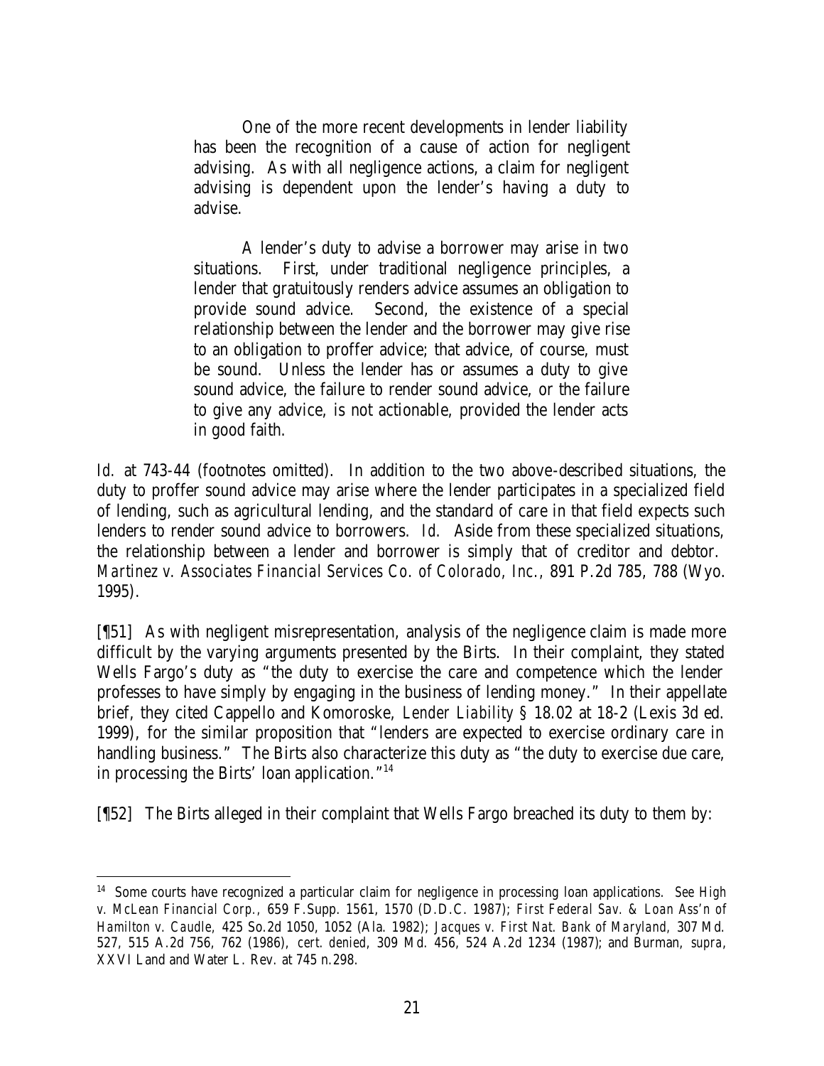> One of the more recent developments in lender liability has been the recognition of a cause of action for negligent advising. As with all negligence actions, a claim for negligent advising is dependent upon the lender's having a duty to advise.
>
> A lender's duty to advise a borrower may arise in two situations. First, under traditional negligence principles, a lender that gratuitously renders advice assumes an obligation to provide sound advice. Second, the existence of a special relationship between the lender and the borrower may give rise to an obligation to proffer advice; that advice, of course, must be sound. Unless the lender has or assumes a duty to give sound advice, the failure to render sound advice, or the failure to give any advice, is not actionable, provided the lender acts in good faith.

*Id.* at 743-44 (footnotes omitted). In addition to the two above-described situations, the duty to proffer sound advice may arise where the lender participates in a specialized field of lending, such as agricultural lending, and the standard of care in that field expects such lenders to render sound advice to borrowers. *Id.* Aside from these specialized situations, the relationship between a lender and borrower is simply that of creditor and debtor. *Martinez v. Associates Financial Services Co. of Colorado, Inc.*, 891 P.2d 785, 788 (Wyo. 1995).

[¶51] As with negligent misrepresentation, analysis of the negligence claim is made more difficult by the varying arguments presented by the Birts. In their complaint, they stated Wells Fargo's duty as "the duty to exercise the care and competence which the lender professes to have simply by engaging in the business of lending money." In their appellate brief, they cited Cappello and Komoroske, *Lender Liability* § 18.02 at 18-2 (Lexis 3d ed. 1999), for the similar proposition that "lenders are expected to exercise ordinary care in handling business." The Birts also characterize this duty as "the duty to exercise due care, in processing the Birts' loan application."[14]

[¶52] The Birts alleged in their complaint that Wells Fargo breached its duty to them by:

---

[14] Some courts have recognized a particular claim for negligence in processing loan applications. *See High v. McLean Financial Corp.*, 659 F.Supp. 1561, 1570 (D.D.C. 1987); *First Federal Sav. & Loan Ass'n of Hamilton v. Caudle*, 425 So.2d 1050, 1052 (Ala. 1982); *Jacques v. First Nat. Bank of Maryland*, 307 Md. 527, 515 A.2d 756, 762 (1986), *cert. denied*, 309 Md. 456, 524 A.2d 1234 (1987); and Burman, *supra*, XXVI Land and Water L. Rev. at 745 n.298.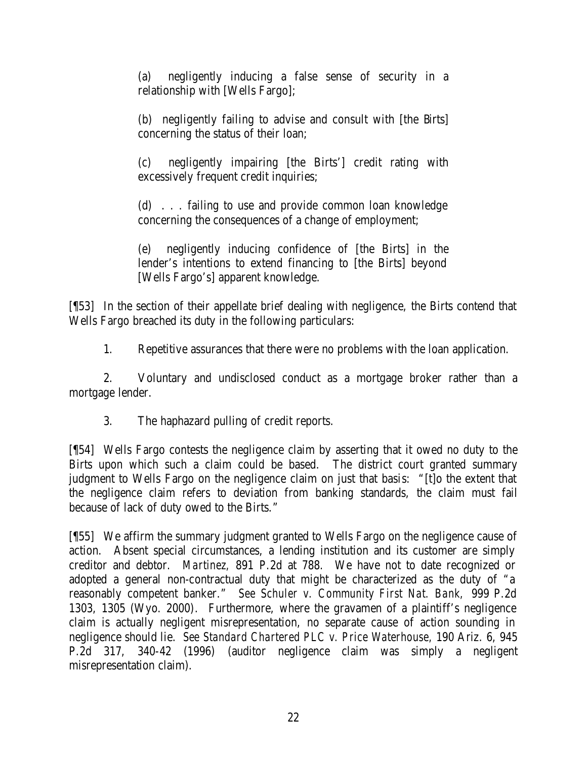> (a) negligently inducing a false sense of security in a relationship with [Wells Fargo];
>
> (b) negligently failing to advise and consult with [the Birts] concerning the status of their loan;
>
> (c) negligently impairing [the Birts'] credit rating with excessively frequent credit inquiries;
>
> (d) . . . failing to use and provide common loan knowledge concerning the consequences of a change of employment;
>
> (e) negligently inducing confidence of [the Birts] in the lender's intentions to extend financing to [the Birts] beyond [Wells Fargo's] apparent knowledge.

[¶53] In the section of their appellate brief dealing with negligence, the Birts contend that Wells Fargo breached its duty in the following particulars:

1. Repetitive assurances that there were no problems with the loan application.

2. Voluntary and undisclosed conduct as a mortgage broker rather than a mortgage lender.

3. The haphazard pulling of credit reports.

[¶54] Wells Fargo contests the negligence claim by asserting that it owed no duty to the Birts upon which such a claim could be based. The district court granted summary judgment to Wells Fargo on the negligence claim on just that basis: "[t]o the extent that the negligence claim refers to deviation from banking standards, the claim must fail because of lack of duty owed to the Birts."

[¶55] We affirm the summary judgment granted to Wells Fargo on the negligence cause of action. Absent special circumstances, a lending institution and its customer are simply creditor and debtor. *Martinez*, 891 P.2d at 788. We have not to date recognized or adopted a general non-contractual duty that might be characterized as the duty of "a reasonably competent banker." *See Schuler v. Community First Nat. Bank*, 999 P.2d 1303, 1305 (Wyo. 2000). Furthermore, where the gravamen of a plaintiff's negligence claim is actually negligent misrepresentation, no separate cause of action sounding in negligence should lie. *See Standard Chartered PLC v. Price Waterhouse*, 190 Ariz. 6, 945 P.2d 317, 340-42 (1996) (auditor negligence claim was simply a negligent misrepresentation claim).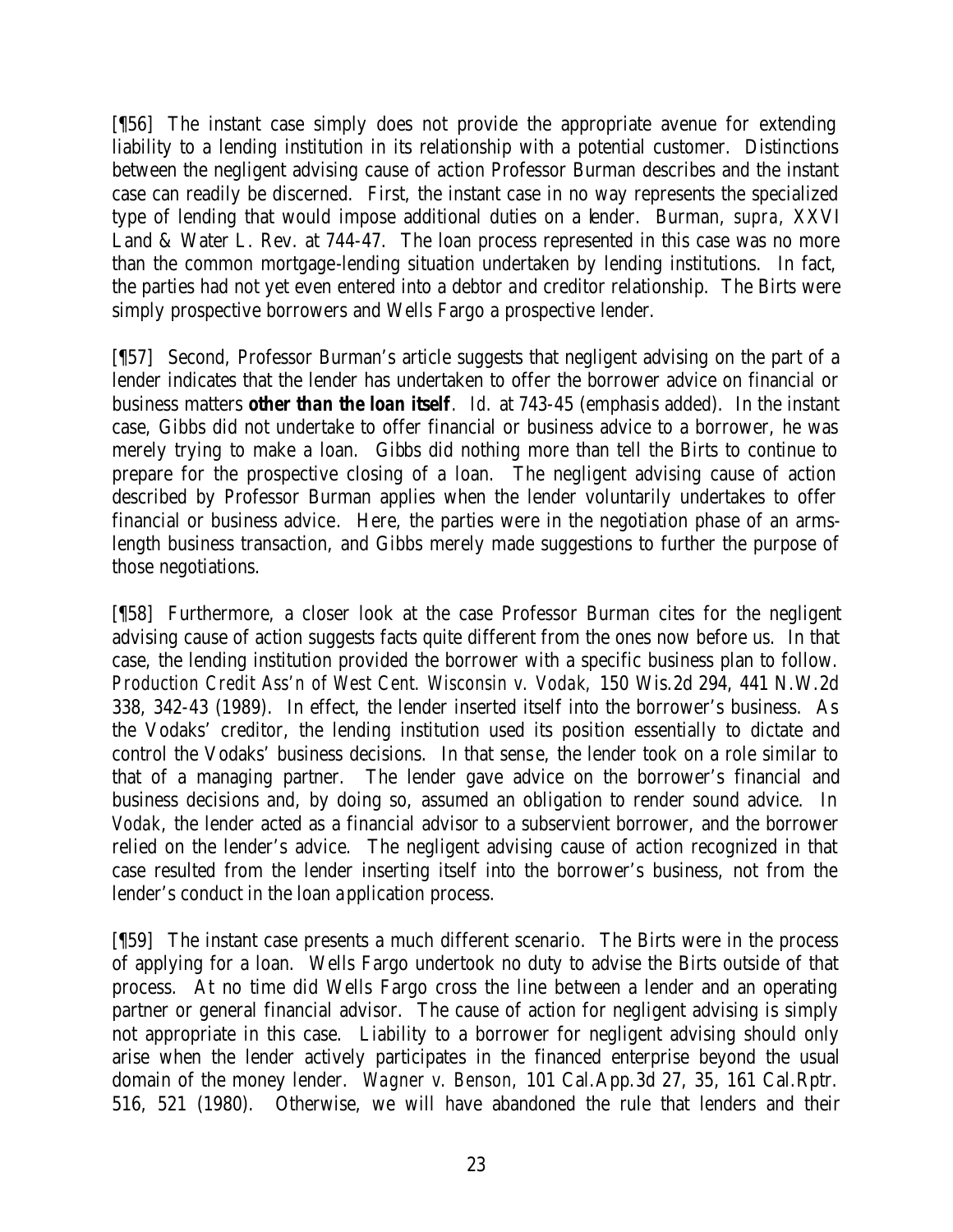[¶56] The instant case simply does not provide the appropriate avenue for extending liability to a lending institution in its relationship with a potential customer. Distinctions between the negligent advising cause of action Professor Burman describes and the instant case can readily be discerned. First, the instant case in no way represents the specialized type of lending that would impose additional duties on a lender. Burman, *supra*, XXVI Land & Water L. Rev. at 744-47. The loan process represented in this case was no more than the common mortgage-lending situation undertaken by lending institutions. In fact, the parties had not yet even entered into a debtor and creditor relationship. The Birts were simply prospective borrowers and Wells Fargo a prospective lender.

[¶57] Second, Professor Burman's article suggests that negligent advising on the part of a lender indicates that the lender has undertaken to offer the borrower advice on financial or business matters ***other than the loan itself***. *Id.* at 743-45 (emphasis added). In the instant case, Gibbs did not undertake to offer financial or business advice to a borrower, he was merely trying to make a loan. Gibbs did nothing more than tell the Birts to continue to prepare for the prospective closing of a loan. The negligent advising cause of action described by Professor Burman applies when the lender voluntarily undertakes to offer financial or business advice. Here, the parties were in the negotiation phase of an arms-length business transaction, and Gibbs merely made suggestions to further the purpose of those negotiations.

[¶58] Furthermore, a closer look at the case Professor Burman cites for the negligent advising cause of action suggests facts quite different from the ones now before us. In that case, the lending institution provided the borrower with a specific business plan to follow. *Production Credit Ass'n of West Cent. Wisconsin v. Vodak*, 150 Wis.2d 294, 441 N.W.2d 338, 342-43 (1989). In effect, the lender inserted itself into the borrower's business. As the Vodaks' creditor, the lending institution used its position essentially to dictate and control the Vodaks' business decisions. In that sense, the lender took on a role similar to that of a managing partner. The lender gave advice on the borrower's financial and business decisions and, by doing so, assumed an obligation to render sound advice. In *Vodak*, the lender acted as a financial advisor to a subservient borrower, and the borrower relied on the lender's advice. The negligent advising cause of action recognized in that case resulted from the lender inserting itself into the borrower's business, not from the lender's conduct in the loan application process.

[¶59] The instant case presents a much different scenario. The Birts were in the process of applying for a loan. Wells Fargo undertook no duty to advise the Birts outside of that process. At no time did Wells Fargo cross the line between a lender and an operating partner or general financial advisor. The cause of action for negligent advising is simply not appropriate in this case. Liability to a borrower for negligent advising should only arise when the lender actively participates in the financed enterprise beyond the usual domain of the money lender. *Wagner v. Benson*, 101 Cal.App.3d 27, 35, 161 Cal.Rptr. 516, 521 (1980). Otherwise, we will have abandoned the rule that lenders and their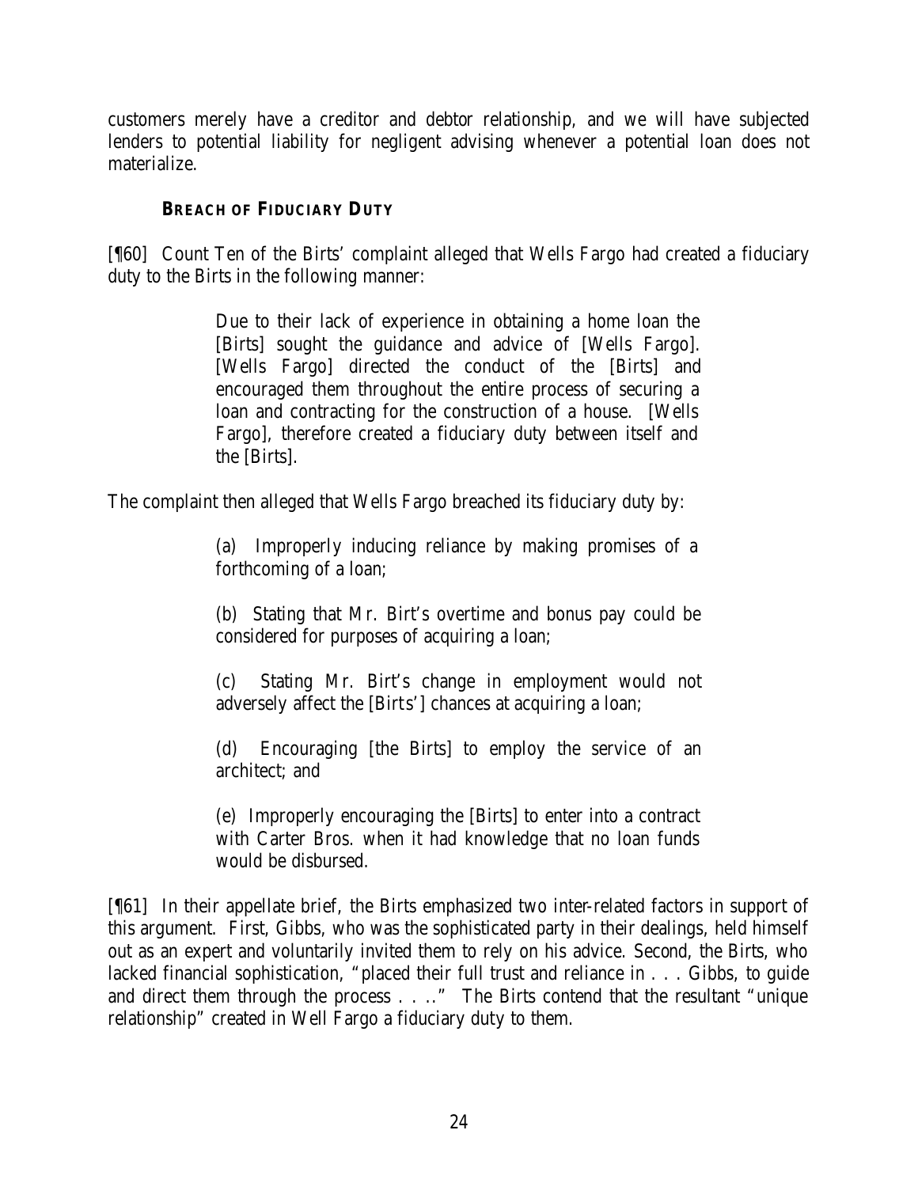customers merely have a creditor and debtor relationship, and we will have subjected lenders to potential liability for negligent advising whenever a potential loan does not materialize.

### **BREACH OF FIDUCIARY DUTY**

[¶60] Count Ten of the Birts' complaint alleged that Wells Fargo had created a fiduciary duty to the Birts in the following manner:

> Due to their lack of experience in obtaining a home loan the [Birts] sought the guidance and advice of [Wells Fargo]. [Wells Fargo] directed the conduct of the [Birts] and encouraged them throughout the entire process of securing a loan and contracting for the construction of a house. [Wells Fargo], therefore created a fiduciary duty between itself and the [Birts].

The complaint then alleged that Wells Fargo breached its fiduciary duty by:

> (a) Improperly inducing reliance by making promises of a forthcoming of a loan;
>
> (b) Stating that Mr. Birt's overtime and bonus pay could be considered for purposes of acquiring a loan;
>
> (c) Stating Mr. Birt's change in employment would not adversely affect the [Birts'] chances at acquiring a loan;
>
> (d) Encouraging [the Birts] to employ the service of an architect; and
>
> (e) Improperly encouraging the [Birts] to enter into a contract with Carter Bros. when it had knowledge that no loan funds would be disbursed.

[¶61] In their appellate brief, the Birts emphasized two inter-related factors in support of this argument. First, Gibbs, who was the sophisticated party in their dealings, held himself out as an expert and voluntarily invited them to rely on his advice. Second, the Birts, who lacked financial sophistication, "placed their full trust and reliance in . . . Gibbs, to guide and direct them through the process . . . ." The Birts contend that the resultant "unique relationship" created in Well Fargo a fiduciary duty to them.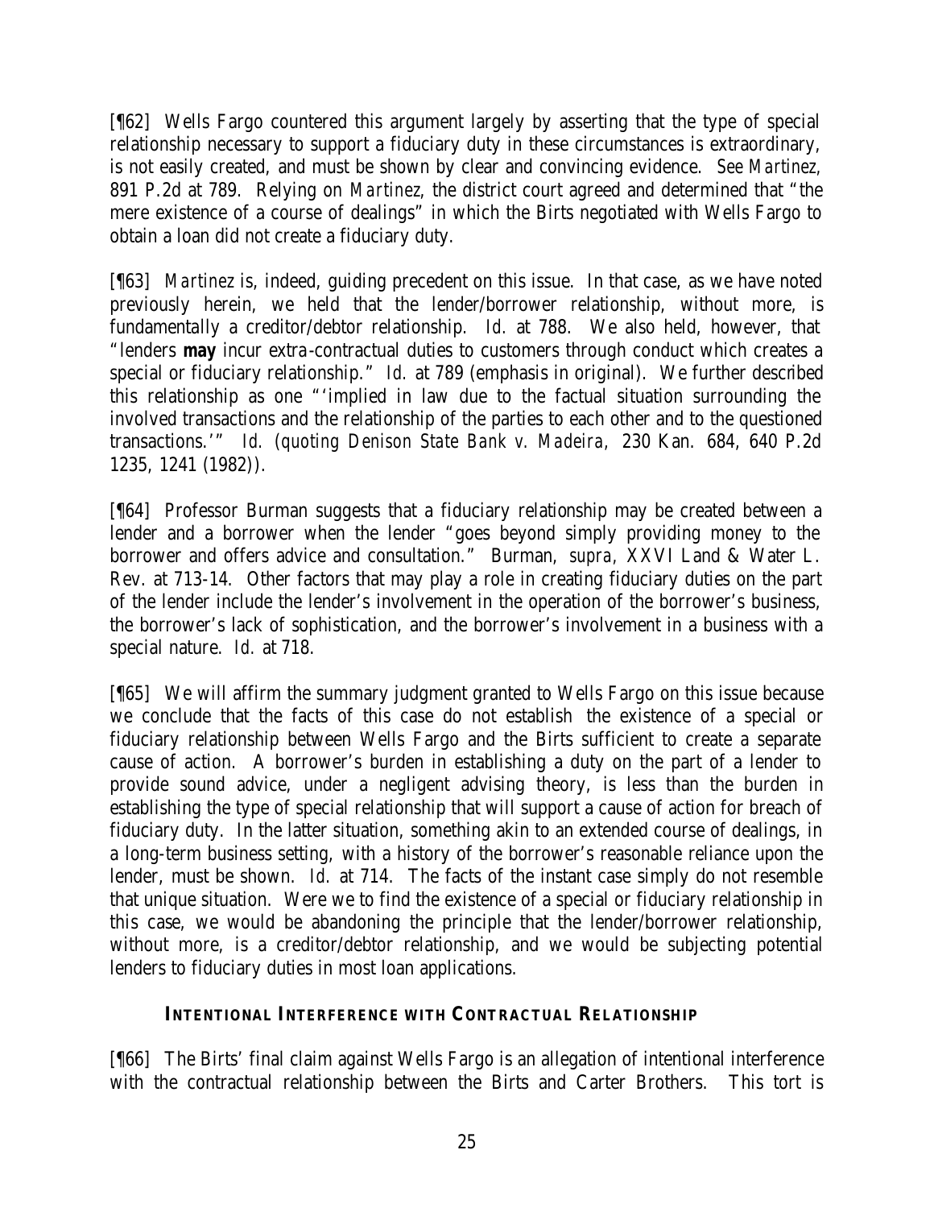[¶62] Wells Fargo countered this argument largely by asserting that the type of special relationship necessary to support a fiduciary duty in these circumstances is extraordinary, is not easily created, and must be shown by clear and convincing evidence. *See Martinez*, 891 P.2d at 789. Relying on *Martinez*, the district court agreed and determined that "the mere existence of a course of dealings" in which the Birts negotiated with Wells Fargo to obtain a loan did not create a fiduciary duty.

[¶63] *Martinez* is, indeed, guiding precedent on this issue. In that case, as we have noted previously herein, we held that the lender/borrower relationship, without more, is fundamentally a creditor/debtor relationship. *Id.* at 788. We also held, however, that "lenders **may** incur extra-contractual duties to customers through conduct which creates a special or fiduciary relationship." *Id.* at 789 (emphasis in original). We further described this relationship as one "'implied in law due to the factual situation surrounding the involved transactions and the relationship of the parties to each other and to the questioned transactions.'" *Id. (quoting Denison State Bank v. Madeira,* 230 Kan. 684, 640 P.2d 1235, 1241 (1982)).

[¶64] Professor Burman suggests that a fiduciary relationship may be created between a lender and a borrower when the lender "goes beyond simply providing money to the borrower and offers advice and consultation." Burman, *supra,* XXVI Land & Water L. Rev. at 713-14. Other factors that may play a role in creating fiduciary duties on the part of the lender include the lender's involvement in the operation of the borrower's business, the borrower's lack of sophistication, and the borrower's involvement in a business with a special nature. *Id.* at 718.

[¶65] We will affirm the summary judgment granted to Wells Fargo on this issue because we conclude that the facts of this case do not establish the existence of a special or fiduciary relationship between Wells Fargo and the Birts sufficient to create a separate cause of action. A borrower's burden in establishing a duty on the part of a lender to provide sound advice, under a negligent advising theory, is less than the burden in establishing the type of special relationship that will support a cause of action for breach of fiduciary duty. In the latter situation, something akin to an extended course of dealings, in a long-term business setting, with a history of the borrower's reasonable reliance upon the lender, must be shown. *Id.* at 714. The facts of the instant case simply do not resemble that unique situation. Were we to find the existence of a special or fiduciary relationship in this case, we would be abandoning the principle that the lender/borrower relationship, without more, is a creditor/debtor relationship, and we would be subjecting potential lenders to fiduciary duties in most loan applications.

## INTENTIONAL INTERFERENCE WITH CONTRACTUAL RELATIONSHIP

[¶66] The Birts' final claim against Wells Fargo is an allegation of intentional interference with the contractual relationship between the Birts and Carter Brothers. This tort is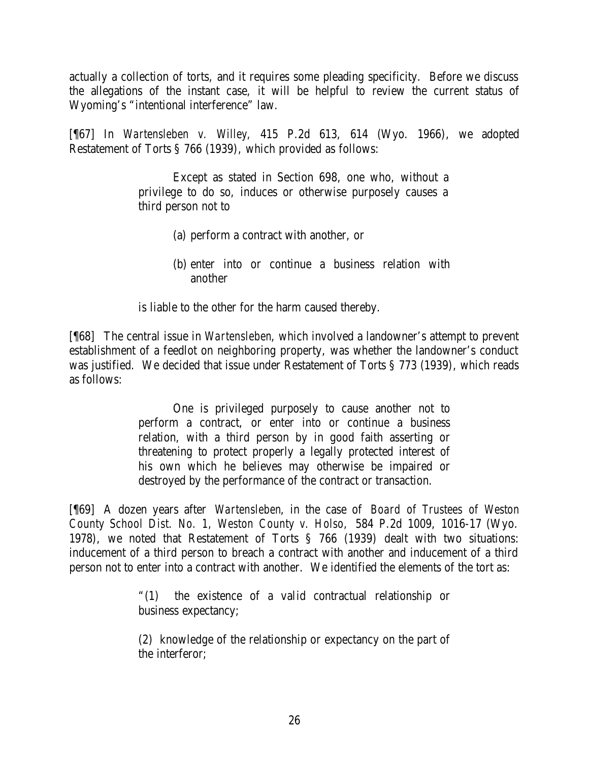actually a collection of torts, and it requires some pleading specificity. Before we discuss the allegations of the instant case, it will be helpful to review the current status of Wyoming's "intentional interference" law.

[¶67] In *Wartensleben v. Willey*, 415 P.2d 613, 614 (Wyo. 1966), we adopted Restatement of Torts § 766 (1939), which provided as follows:

> Except as stated in Section 698, one who, without a privilege to do so, induces or otherwise purposely causes a third person not to
>
> (a) perform a contract with another, or
>
> (b) enter into or continue a business relation with another
>
> is liable to the other for the harm caused thereby.

[¶68] The central issue in *Wartensleben*, which involved a landowner's attempt to prevent establishment of a feedlot on neighboring property, was whether the landowner's conduct was justified. We decided that issue under Restatement of Torts § 773 (1939), which reads as follows:

> One is privileged purposely to cause another not to perform a contract, or enter into or continue a business relation, with a third person by in good faith asserting or threatening to protect properly a legally protected interest of his own which he believes may otherwise be impaired or destroyed by the performance of the contract or transaction.

[¶69] A dozen years after *Wartensleben*, in the case of *Board of Trustees of Weston County School Dist. No. 1, Weston County v. Holso*, 584 P.2d 1009, 1016-17 (Wyo. 1978), we noted that Restatement of Torts § 766 (1939) dealt with two situations: inducement of a third person to breach a contract with another and inducement of a third person not to enter into a contract with another. We identified the elements of the tort as:

> "(1) the existence of a valid contractual relationship or business expectancy;
>
> (2) knowledge of the relationship or expectancy on the part of the interferor;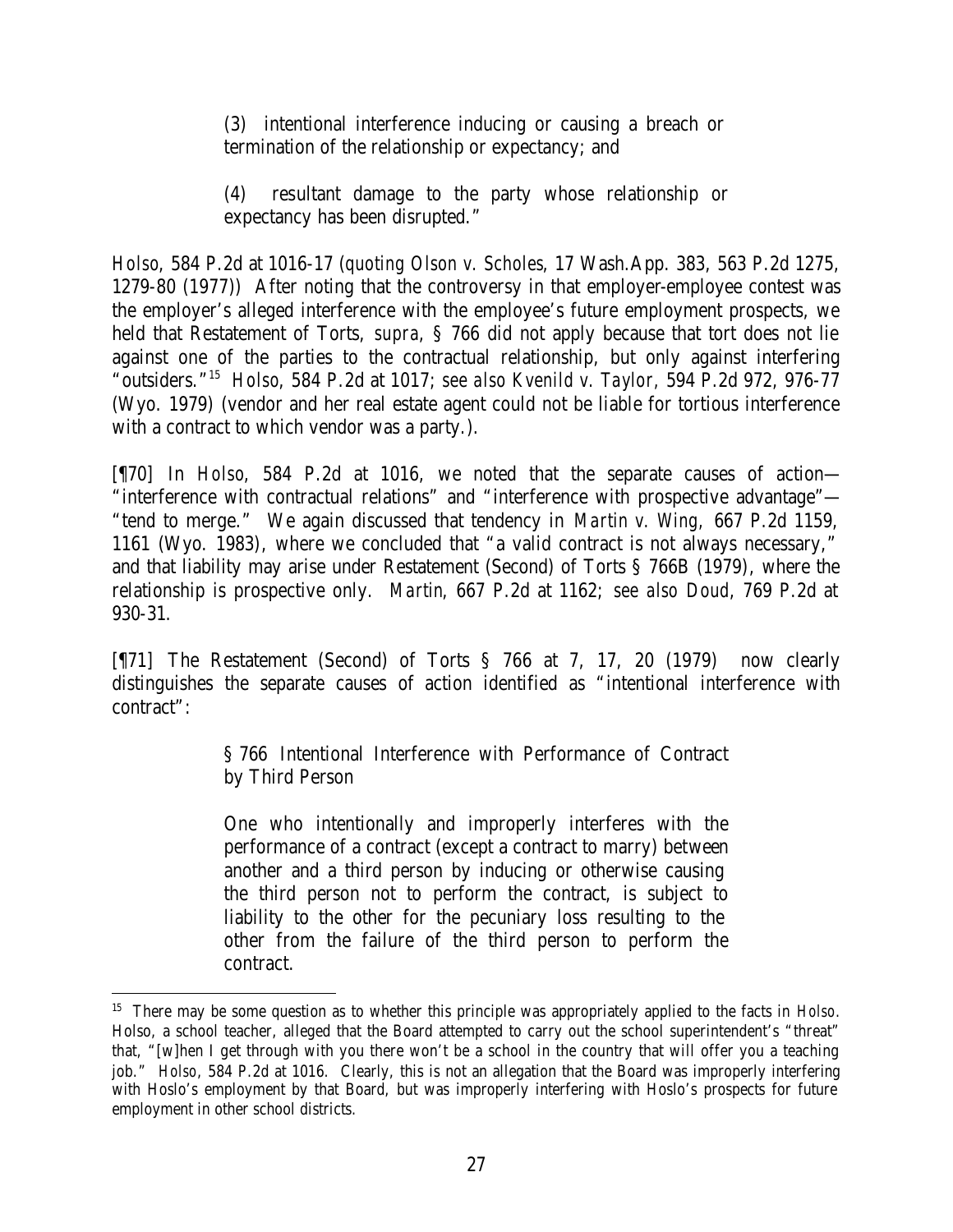> (3) intentional interference inducing or causing a breach or termination of the relationship or expectancy; and
>
> (4) resultant damage to the party whose relationship or expectancy has been disrupted."

*Holso*, 584 P.2d at 1016-17 (*quoting Olson v. Scholes*, 17 Wash.App. 383, 563 P.2d 1275, 1279-80 (1977)) After noting that the controversy in that employer-employee contest was the employer's alleged interference with the employee's future employment prospects, we held that Restatement of Torts, *supra*, § 766 did not apply because that tort does not lie against one of the parties to the contractual relationship, but only against interfering "outsiders."[15] *Holso*, 584 P.2d at 1017; *see also Kvenild v. Taylor,* 594 P.2d 972, 976-77 (Wyo. 1979) (vendor and her real estate agent could not be liable for tortious interference with a contract to which vendor was a party.).

[¶70] In *Holso*, 584 P.2d at 1016, we noted that the separate causes of action—"interference with contractual relations" and "interference with prospective advantage"—"tend to merge." We again discussed that tendency in *Martin v. Wing*, 667 P.2d 1159, 1161 (Wyo. 1983), where we concluded that "a valid contract is not always necessary," and that liability may arise under Restatement (Second) of Torts § 766B (1979), where the relationship is prospective only. *Martin*, 667 P.2d at 1162; *see also Doud*, 769 P.2d at 930-31.

[¶71] The Restatement (Second) of Torts § 766 at 7, 17, 20 (1979) now clearly distinguishes the separate causes of action identified as "intentional interference with contract":

> § 766 Intentional Interference with Performance of Contract by Third Person
>
> One who intentionally and improperly interferes with the performance of a contract (except a contract to marry) between another and a third person by inducing or otherwise causing the third person not to perform the contract, is subject to liability to the other for the pecuniary loss resulting to the other from the failure of the third person to perform the contract.

---

[15] There may be some question as to whether this principle was appropriately applied to the facts in *Holso*. Holso, a school teacher, alleged that the Board attempted to carry out the school superintendent's "threat" that, "[w]hen I get through with you there won't be a school in the country that will offer you a teaching job." *Holso*, 584 P.2d at 1016. Clearly, this is not an allegation that the Board was improperly interfering with Hoslo's employment by that Board, but was improperly interfering with Hoslo's prospects for future employment in other school districts.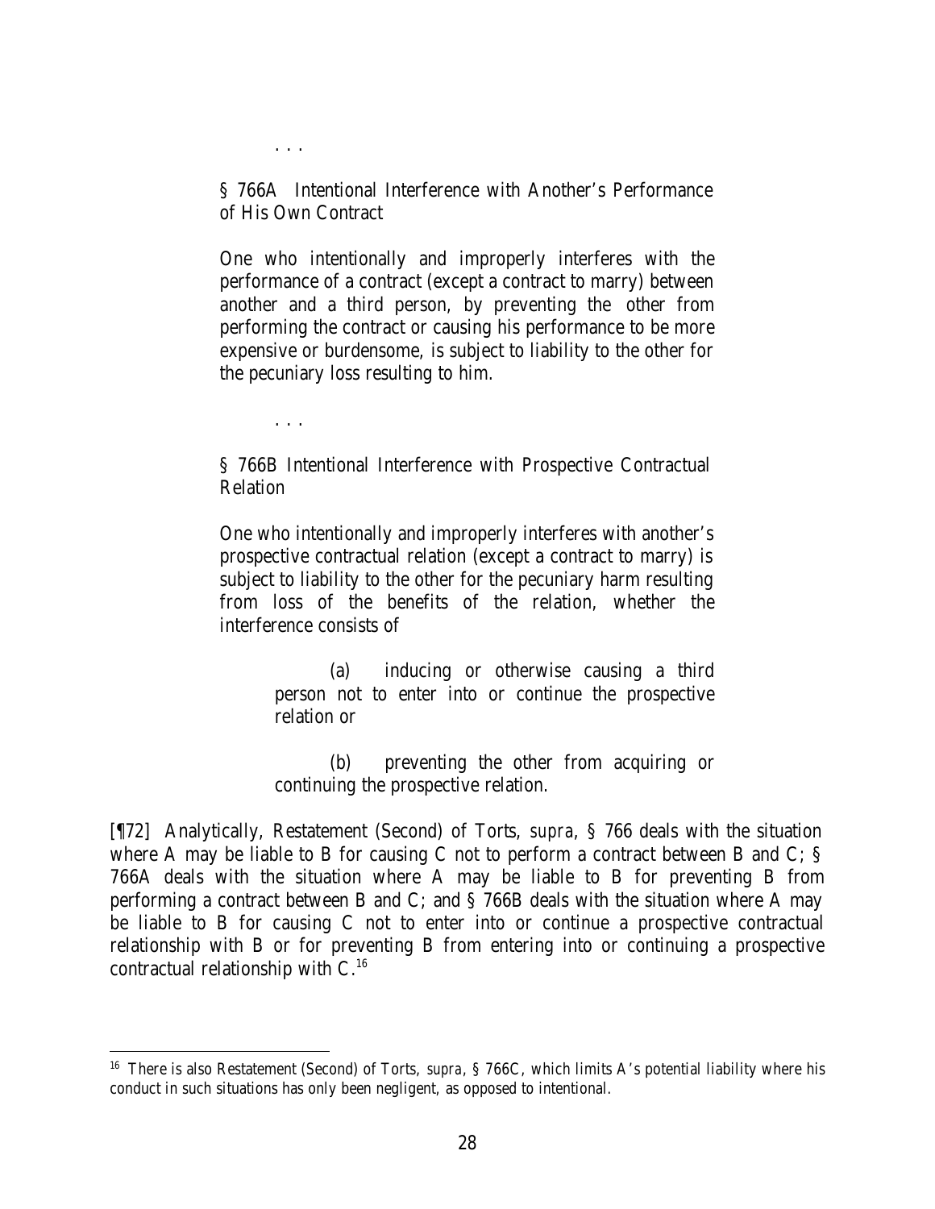. . .

> § 766A Intentional Interference with Another's Performance of His Own Contract
>
> One who intentionally and improperly interferes with the performance of a contract (except a contract to marry) between another and a third person, by preventing the other from performing the contract or causing his performance to be more expensive or burdensome, is subject to liability to the other for the pecuniary loss resulting to him.

. . .

> § 766B Intentional Interference with Prospective Contractual Relation
>
> One who intentionally and improperly interferes with another's prospective contractual relation (except a contract to marry) is subject to liability to the other for the pecuniary harm resulting from loss of the benefits of the relation, whether the interference consists of
>
> > (a) inducing or otherwise causing a third person not to enter into or continue the prospective relation or
> >
> > (b) preventing the other from acquiring or continuing the prospective relation.

[¶72] Analytically, Restatement (Second) of Torts, *supra*, § 766 deals with the situation where A may be liable to B for causing C not to perform a contract between B and C; § 766A deals with the situation where A may be liable to B for preventing B from performing a contract between B and C; and § 766B deals with the situation where A may be liable to B for causing C not to enter into or continue a prospective contractual relationship with B or for preventing B from entering into or continuing a prospective contractual relationship with C.[16]

---

[16] There is also Restatement (Second) of Torts, *supra*, § 766C, which limits A's potential liability where his conduct in such situations has only been negligent, as opposed to intentional.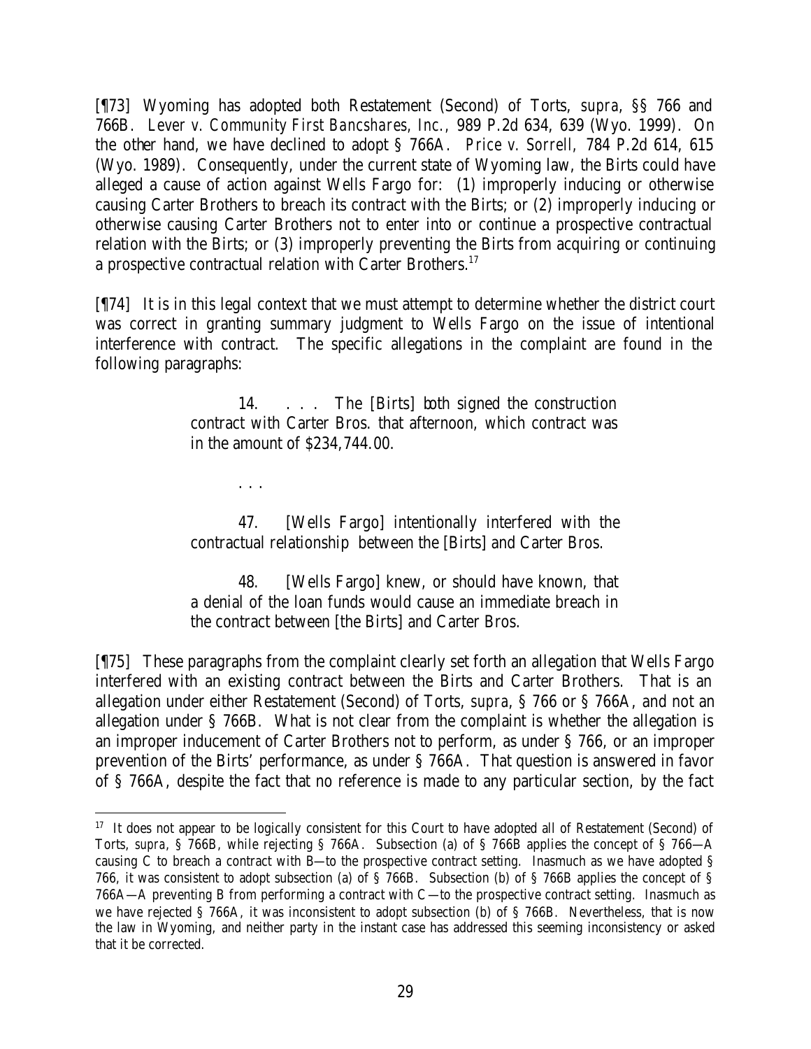[¶73] Wyoming has adopted both Restatement (Second) of Torts, *supra*, §§ 766 and 766B. *Lever v. Community First Bancshares, Inc.*, 989 P.2d 634, 639 (Wyo. 1999). On the other hand, we have declined to adopt § 766A. *Price v. Sorrell*, 784 P.2d 614, 615 (Wyo. 1989). Consequently, under the current state of Wyoming law, the Birts could have alleged a cause of action against Wells Fargo for: (1) improperly inducing or otherwise causing Carter Brothers to breach its contract with the Birts; or (2) improperly inducing or otherwise causing Carter Brothers not to enter into or continue a prospective contractual relation with the Birts; or (3) improperly preventing the Birts from acquiring or continuing a prospective contractual relation with Carter Brothers.[17]

[¶74] It is in this legal context that we must attempt to determine whether the district court was correct in granting summary judgment to Wells Fargo on the issue of intentional interference with contract. The specific allegations in the complaint are found in the following paragraphs:

> 14. . . . The [Birts] both signed the construction contract with Carter Bros. that afternoon, which contract was in the amount of $234,744.00.
>
> . . .
>
> 47. [Wells Fargo] intentionally interfered with the contractual relationship between the [Birts] and Carter Bros.
>
> 48. [Wells Fargo] knew, or should have known, that a denial of the loan funds would cause an immediate breach in the contract between [the Birts] and Carter Bros.

[¶75] These paragraphs from the complaint clearly set forth an allegation that Wells Fargo interfered with an existing contract between the Birts and Carter Brothers. That is an allegation under either Restatement (Second) of Torts, *supra*, § 766 or § 766A, and not an allegation under § 766B. What is not clear from the complaint is whether the allegation is an improper inducement of Carter Brothers not to perform, as under § 766, or an improper prevention of the Birts' performance, as under § 766A. That question is answered in favor of § 766A, despite the fact that no reference is made to any particular section, by the fact

---

[17] It does not appear to be logically consistent for this Court to have adopted all of Restatement (Second) of Torts, *supra*, § 766B, while rejecting § 766A. Subsection (a) of § 766B applies the concept of § 766—A causing C to breach a contract with B—to the prospective contract setting. Inasmuch as we have adopted § 766, it was consistent to adopt subsection (a) of § 766B. Subsection (b) of § 766B applies the concept of § 766A—A preventing B from performing a contract with C—to the prospective contract setting. Inasmuch as we have rejected § 766A, it was inconsistent to adopt subsection (b) of § 766B. Nevertheless, that is now the law in Wyoming, and neither party in the instant case has addressed this seeming inconsistency or asked that it be corrected.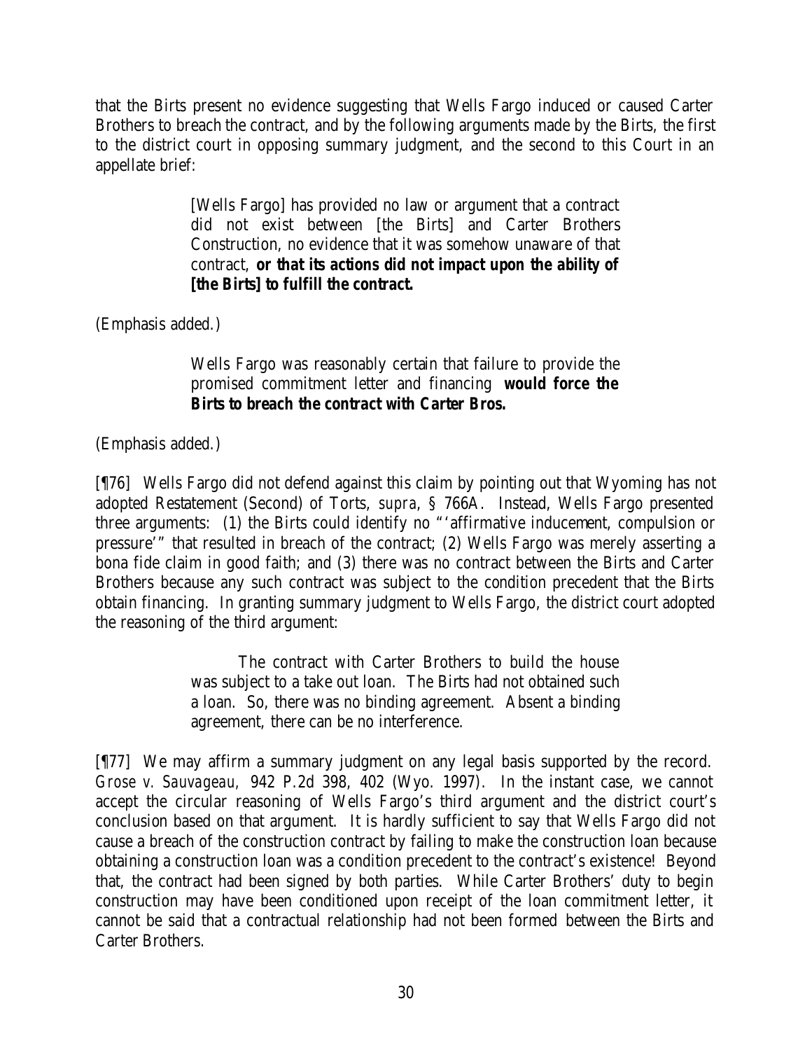that the Birts present no evidence suggesting that Wells Fargo induced or caused Carter Brothers to breach the contract, and by the following arguments made by the Birts, the first to the district court in opposing summary judgment, and the second to this Court in an appellate brief:

> [Wells Fargo] has provided no law or argument that a contract did not exist between [the Birts] and Carter Brothers Construction, no evidence that it was somehow unaware of that contract, **or that its actions did not impact upon the ability of [the Birts] to fulfill the contract.**

(Emphasis added.)

> Wells Fargo was reasonably certain that failure to provide the promised commitment letter and financing **would force the Birts to breach the contract with Carter Bros.**

(Emphasis added.)

[¶76] Wells Fargo did not defend against this claim by pointing out that Wyoming has not adopted Restatement (Second) of Torts, *supra*, § 766A. Instead, Wells Fargo presented three arguments: (1) the Birts could identify no "'affirmative inducement, compulsion or pressure'" that resulted in breach of the contract; (2) Wells Fargo was merely asserting a bona fide claim in good faith; and (3) there was no contract between the Birts and Carter Brothers because any such contract was subject to the condition precedent that the Birts obtain financing. In granting summary judgment to Wells Fargo, the district court adopted the reasoning of the third argument:

> The contract with Carter Brothers to build the house was subject to a take out loan. The Birts had not obtained such a loan. So, there was no binding agreement. Absent a binding agreement, there can be no interference.

[¶77] We may affirm a summary judgment on any legal basis supported by the record. *Grose v. Sauvageau*, 942 P.2d 398, 402 (Wyo. 1997). In the instant case, we cannot accept the circular reasoning of Wells Fargo's third argument and the district court's conclusion based on that argument. It is hardly sufficient to say that Wells Fargo did not cause a breach of the construction contract by failing to make the construction loan because obtaining a construction loan was a condition precedent to the contract's existence! Beyond that, the contract had been signed by both parties. While Carter Brothers' duty to begin construction may have been conditioned upon receipt of the loan commitment letter, it cannot be said that a contractual relationship had not been formed between the Birts and Carter Brothers.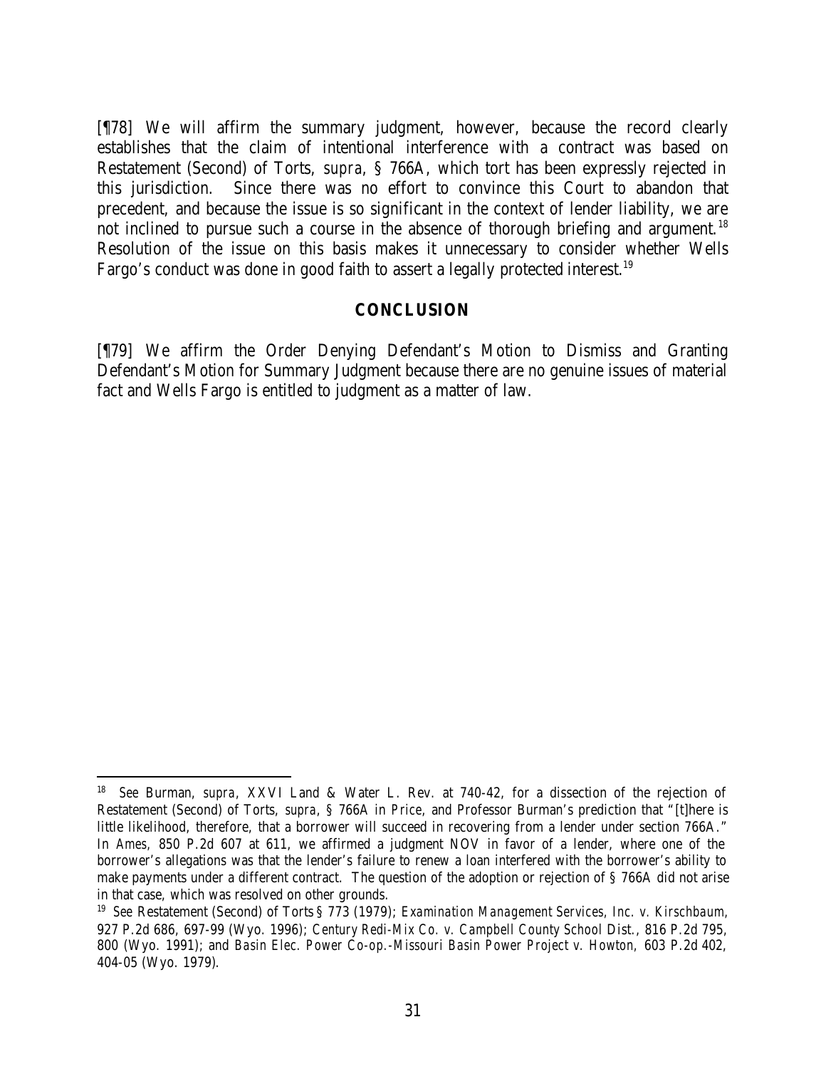[¶78] We will affirm the summary judgment, however, because the record clearly establishes that the claim of intentional interference with a contract was based on Restatement (Second) of Torts, *supra*, § 766A, which tort has been expressly rejected in this jurisdiction. Since there was no effort to convince this Court to abandon that precedent, and because the issue is so significant in the context of lender liability, we are not inclined to pursue such a course in the absence of thorough briefing and argument.[18] Resolution of the issue on this basis makes it unnecessary to consider whether Wells Fargo's conduct was done in good faith to assert a legally protected interest.[19]

## CONCLUSION

[¶79] We affirm the Order Denying Defendant's Motion to Dismiss and Granting Defendant's Motion for Summary Judgment because there are no genuine issues of material fact and Wells Fargo is entitled to judgment as a matter of law.

---

[18] *See* Burman, *supra*, XXVI Land & Water L. Rev. at 740-42, for a dissection of the rejection of Restatement (Second) of Torts, *supra*, § 766A in *Price*, and Professor Burman's prediction that "[t]here is little likelihood, therefore, that a borrower will succeed in recovering from a lender under section 766A." In *Ames,* 850 P.2d 607 at 611, we affirmed a judgment NOV in favor of a lender, where one of the borrower's allegations was that the lender's failure to renew a loan interfered with the borrower's ability to make payments under a different contract. The question of the adoption or rejection of § 766A did not arise in that case, which was resolved on other grounds.

[19] *See* Restatement (Second) of Torts § 773 (1979); *Examination Management Services, Inc. v. Kirschbaum,* 927 P.2d 686, 697-99 (Wyo. 1996); *Century Redi-Mix Co. v. Campbell County School Dist.*, 816 P.2d 795, 800 (Wyo. 1991); and *Basin Elec. Power Co-op.-Missouri Basin Power Project v. Howton,* 603 P.2d 402, 404-05 (Wyo. 1979).